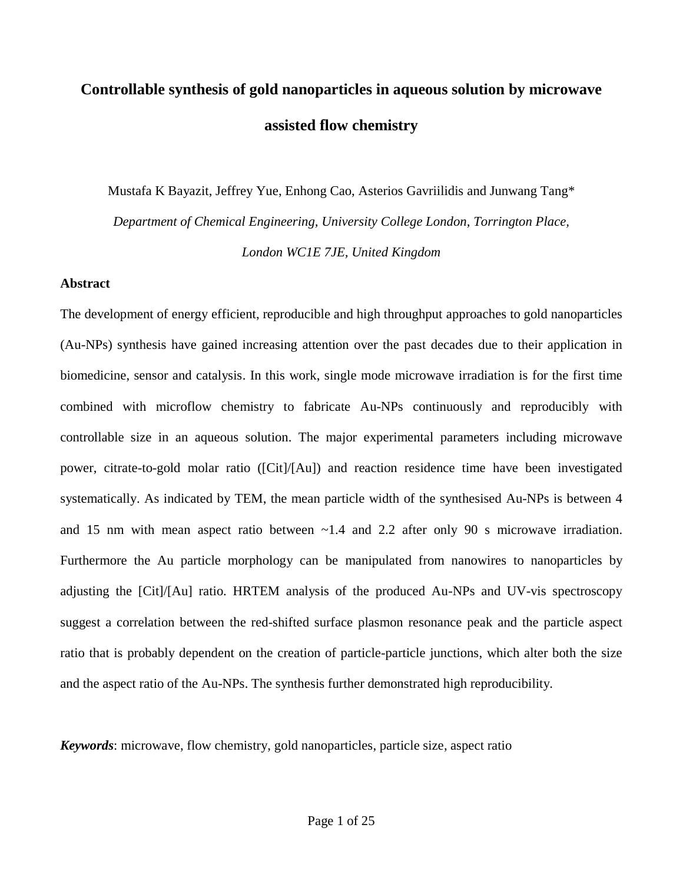# Controllable synthesis of gold nanoparticles in aqueous solution by microwave assisted flow chemistry

Mustafa K Bayazit, Jeffrey Yue, Enhong Cao, Asterios Gavriilidis and Junwang Tang*

*Department of Chemical Engineering, University College London, Torrington Place, London WC1E 7JE, United Kingdom*

## Abstract

The development of energy efficient, reproducible and high throughput approaches to gold nanoparticles (Au-NPs) synthesis have gained increasing attention over the past decades due to their application in biomedicine, sensor and catalysis. In this work, single mode microwave irradiation is for the first time combined with microflow chemistry to fabricate Au-NPs continuously and reproducibly with controllable size in an aqueous solution. The major experimental parameters including microwave power, citrate-to-gold molar ratio ([Cit]/[Au]) and reaction residence time have been investigated systematically. As indicated by TEM, the mean particle width of the synthesised Au-NPs is between 4 and 15 nm with mean aspect ratio between ~1.4 and 2.2 after only 90 s microwave irradiation. Furthermore the Au particle morphology can be manipulated from nanowires to nanoparticles by adjusting the [Cit]/[Au] ratio. HRTEM analysis of the produced Au-NPs and UV-vis spectroscopy suggest a correlation between the red-shifted surface plasmon resonance peak and the particle aspect ratio that is probably dependent on the creation of particle-particle junctions, which alter both the size and the aspect ratio of the Au-NPs. The synthesis further demonstrated high reproducibility.

***Keywords***: microwave, flow chemistry, gold nanoparticles, particle size, aspect ratio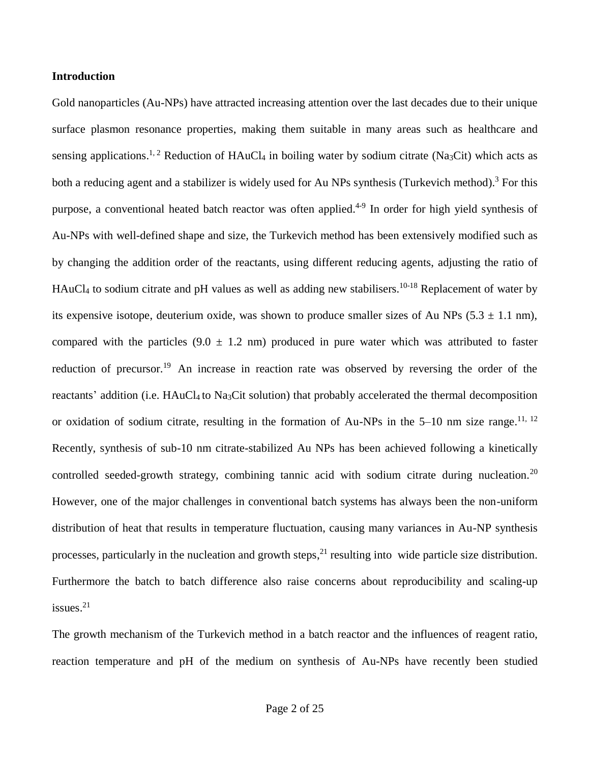**Introduction**

Gold nanoparticles (Au-NPs) have attracted increasing attention over the last decades due to their unique surface plasmon resonance properties, making them suitable in many areas such as healthcare and sensing applications.[1, 2] Reduction of $HAuCl_4$ in boiling water by sodium citrate ($Na_3Cit$) which acts as both a reducing agent and a stabilizer is widely used for Au NPs synthesis (Turkevich method).[3] For this purpose, a conventional heated batch reactor was often applied.[4-9] In order for high yield synthesis of Au-NPs with well-defined shape and size, the Turkevich method has been extensively modified such as by changing the addition order of the reactants, using different reducing agents, adjusting the ratio of $HAuCl_4$ to sodium citrate and pH values as well as adding new stabilisers.[10-18] Replacement of water by its expensive isotope, deuterium oxide, was shown to produce smaller sizes of Au NPs ($5.3 \pm 1.1$ nm), compared with the particles ($9.0 \pm 1.2$ nm) produced in pure water which was attributed to faster reduction of precursor.[19] An increase in reaction rate was observed by reversing the order of the reactants' addition (i.e. $HAuCl_4$ to $Na_3Cit$ solution) that probably accelerated the thermal decomposition or oxidation of sodium citrate, resulting in the formation of Au-NPs in the 5–10 nm size range.[11, 12] Recently, synthesis of sub-10 nm citrate-stabilized Au NPs has been achieved following a kinetically controlled seeded-growth strategy, combining tannic acid with sodium citrate during nucleation.[20] However, one of the major challenges in conventional batch systems has always been the non-uniform distribution of heat that results in temperature fluctuation, causing many variances in Au-NP synthesis processes, particularly in the nucleation and growth steps,[21] resulting into wide particle size distribution. Furthermore the batch to batch difference also raise concerns about reproducibility and scaling-up issues.[21]

The growth mechanism of the Turkevich method in a batch reactor and the influences of reagent ratio, reaction temperature and pH of the medium on synthesis of Au-NPs have recently been studied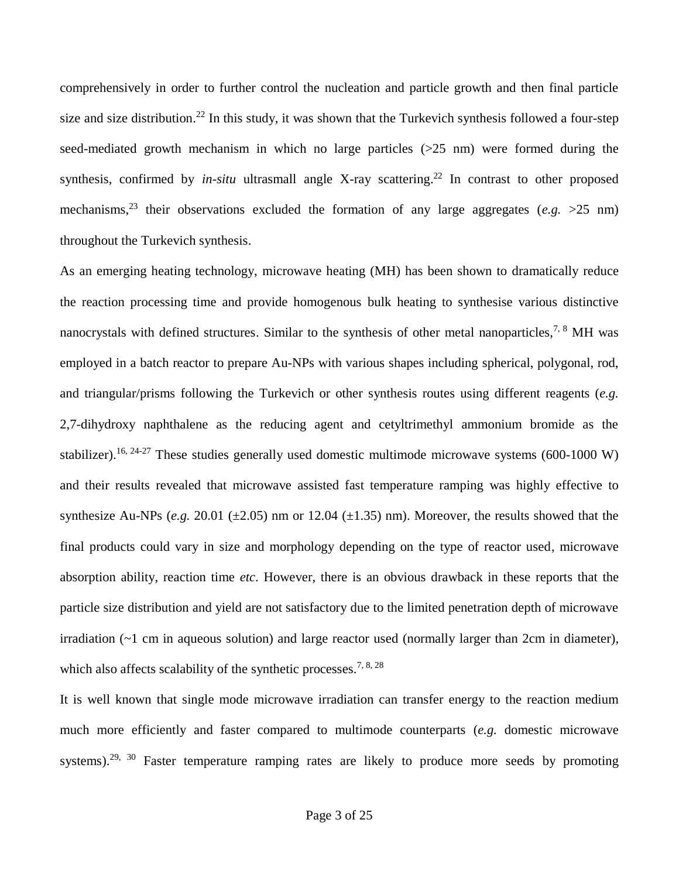comprehensively in order to further control the nucleation and particle growth and then final particle size and size distribution.[22] In this study, it was shown that the Turkevich synthesis followed a four-step seed-mediated growth mechanism in which no large particles (>25 nm) were formed during the synthesis, confirmed by *in-situ* ultrasmall angle X-ray scattering.[22] In contrast to other proposed mechanisms,[23] their observations excluded the formation of any large aggregates (*e.g.* >25 nm) throughout the Turkevich synthesis.

As an emerging heating technology, microwave heating (MH) has been shown to dramatically reduce the reaction processing time and provide homogenous bulk heating to synthesise various distinctive nanocrystals with defined structures. Similar to the synthesis of other metal nanoparticles,[7, 8] MH was employed in a batch reactor to prepare Au-NPs with various shapes including spherical, polygonal, rod, and triangular/prisms following the Turkevich or other synthesis routes using different reagents (*e.g.* 2,7-dihydroxy naphthalene as the reducing agent and cetyltrimethyl ammonium bromide as the stabilizer).[16, 24-27] These studies generally used domestic multimode microwave systems (600-1000 W) and their results revealed that microwave assisted fast temperature ramping was highly effective to synthesize Au-NPs (*e.g.* 20.01 (±2.05) nm or 12.04 (±1.35) nm). Moreover, the results showed that the final products could vary in size and morphology depending on the type of reactor used, microwave absorption ability, reaction time *etc*. However, there is an obvious drawback in these reports that the particle size distribution and yield are not satisfactory due to the limited penetration depth of microwave irradiation (~1 cm in aqueous solution) and large reactor used (normally larger than 2cm in diameter), which also affects scalability of the synthetic processes.[7, 8, 28]

It is well known that single mode microwave irradiation can transfer energy to the reaction medium much more efficiently and faster compared to multimode counterparts (*e.g.* domestic microwave systems).[29, 30] Faster temperature ramping rates are likely to produce more seeds by promoting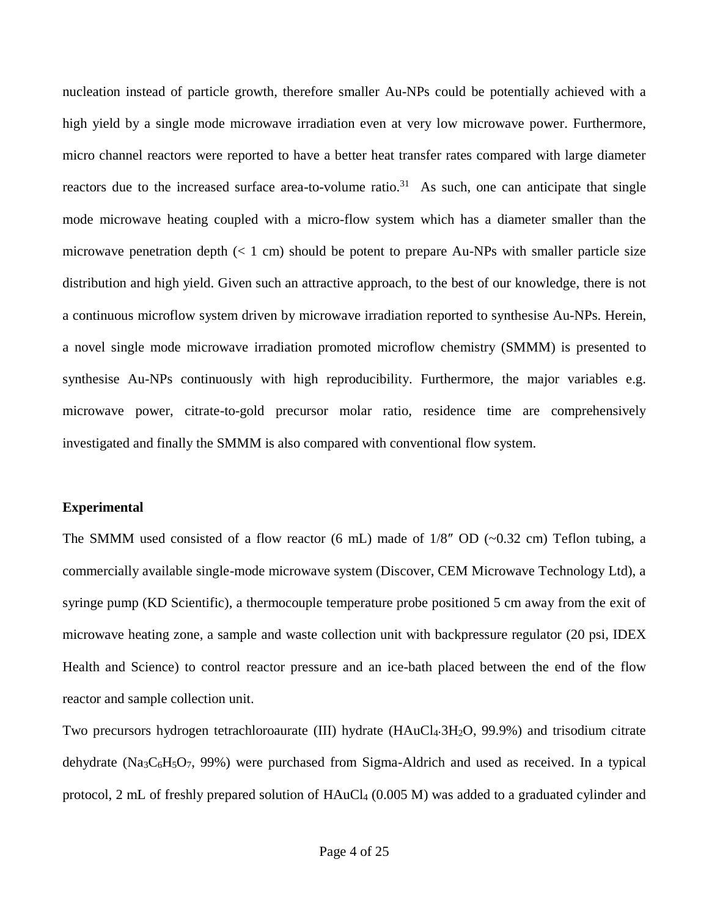nucleation instead of particle growth, therefore smaller Au-NPs could be potentially achieved with a high yield by a single mode microwave irradiation even at very low microwave power. Furthermore, micro channel reactors were reported to have a better heat transfer rates compared with large diameter reactors due to the increased surface area-to-volume ratio.[31] As such, one can anticipate that single mode microwave heating coupled with a micro-flow system which has a diameter smaller than the microwave penetration depth (< 1 cm) should be potent to prepare Au-NPs with smaller particle size distribution and high yield. Given such an attractive approach, to the best of our knowledge, there is not a continuous microflow system driven by microwave irradiation reported to synthesise Au-NPs. Herein, a novel single mode microwave irradiation promoted microflow chemistry (SMMM) is presented to synthesise Au-NPs continuously with high reproducibility. Furthermore, the major variables e.g. microwave power, citrate-to-gold precursor molar ratio, residence time are comprehensively investigated and finally the SMMM is also compared with conventional flow system.

**Experimental**

The SMMM used consisted of a flow reactor (6 mL) made of 1/8″ OD (~0.32 cm) Teflon tubing, a commercially available single-mode microwave system (Discover, CEM Microwave Technology Ltd), a syringe pump (KD Scientific), a thermocouple temperature probe positioned 5 cm away from the exit of microwave heating zone, a sample and waste collection unit with backpressure regulator (20 psi, IDEX Health and Science) to control reactor pressure and an ice-bath placed between the end of the flow reactor and sample collection unit.

Two precursors hydrogen tetrachloroaurate (III) hydrate ($HAuCl_4{\cdot}3H_2O$, 99.9%) and trisodium citrate dehydrate ($Na_3C_6H_5O_7$, 99%) were purchased from Sigma-Aldrich and used as received. In a typical protocol, 2 mL of freshly prepared solution of $HAuCl_4$ (0.005 M) was added to a graduated cylinder and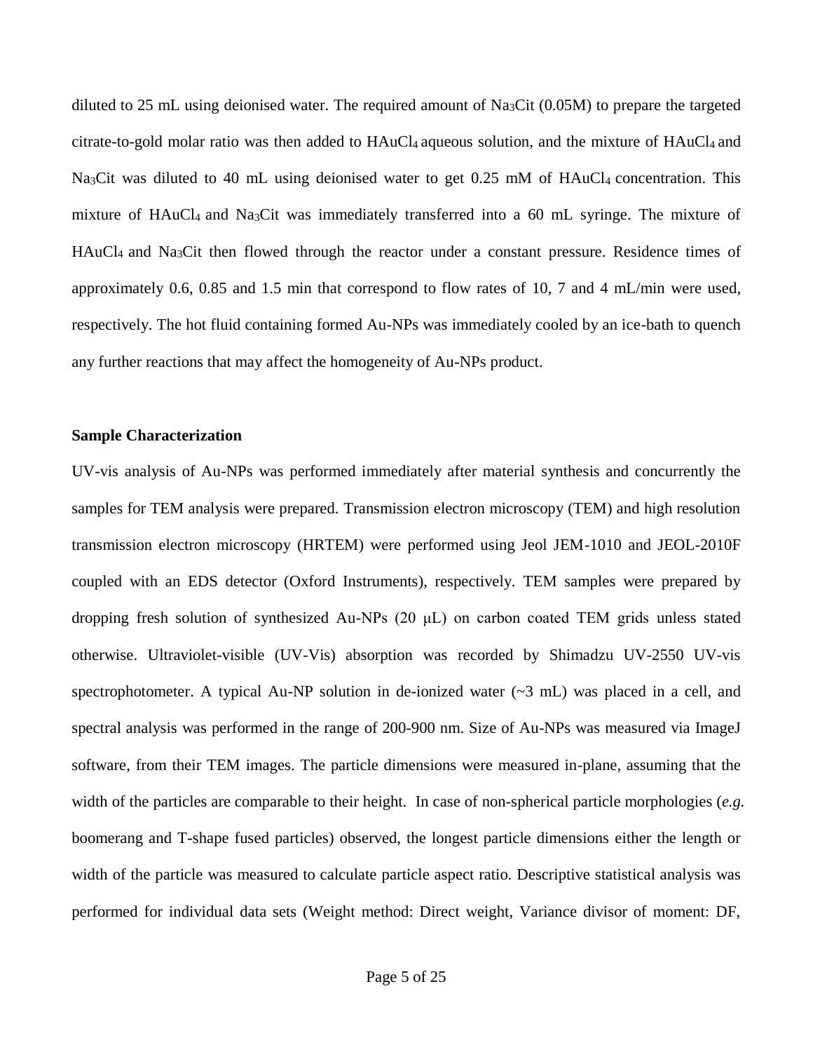diluted to 25 mL using deionised water. The required amount of $Na_3Cit$ (0.05M) to prepare the targeted citrate-to-gold molar ratio was then added to $HAuCl_4$ aqueous solution, and the mixture of $HAuCl_4$ and $Na_3Cit$ was diluted to 40 mL using deionised water to get 0.25 mM of $HAuCl_4$ concentration. This mixture of $HAuCl_4$ and $Na_3Cit$ was immediately transferred into a 60 mL syringe. The mixture of $HAuCl_4$ and $Na_3Cit$ then flowed through the reactor under a constant pressure. Residence times of approximately 0.6, 0.85 and 1.5 min that correspond to flow rates of 10, 7 and 4 mL/min were used, respectively. The hot fluid containing formed Au-NPs was immediately cooled by an ice-bath to quench any further reactions that may affect the homogeneity of Au-NPs product.

**Sample Characterization**

UV-vis analysis of Au-NPs was performed immediately after material synthesis and concurrently the samples for TEM analysis were prepared. Transmission electron microscopy (TEM) and high resolution transmission electron microscopy (HRTEM) were performed using Jeol JEM-1010 and JEOL-2010F coupled with an EDS detector (Oxford Instruments), respectively. TEM samples were prepared by dropping fresh solution of synthesized Au-NPs (20 μL) on carbon coated TEM grids unless stated otherwise. Ultraviolet-visible (UV-Vis) absorption was recorded by Shimadzu UV-2550 UV-vis spectrophotometer. A typical Au-NP solution in de-ionized water (~3 mL) was placed in a cell, and spectral analysis was performed in the range of 200-900 nm. Size of Au-NPs was measured via ImageJ software, from their TEM images. The particle dimensions were measured in-plane, assuming that the width of the particles are comparable to their height. In case of non-spherical particle morphologies (*e.g.* boomerang and T-shape fused particles) observed, the longest particle dimensions either the length or width of the particle was measured to calculate particle aspect ratio. Descriptive statistical analysis was performed for individual data sets (Weight method: Direct weight, Variance divisor of moment: DF,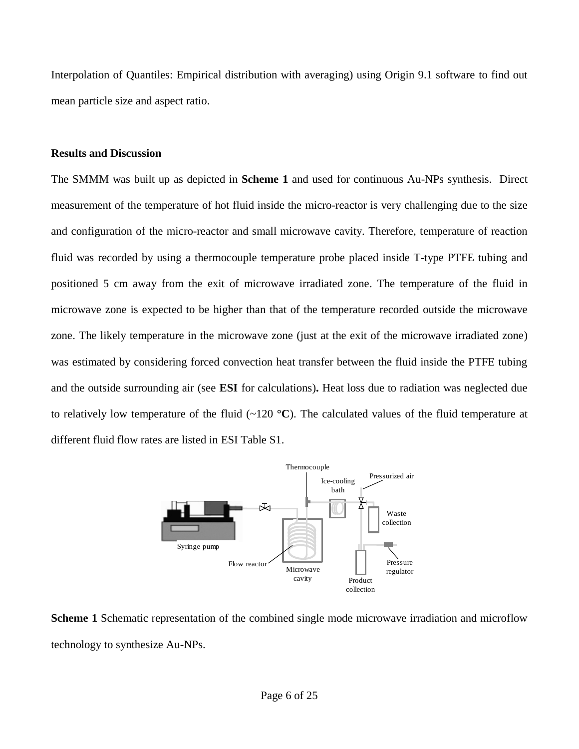Interpolation of Quantiles: Empirical distribution with averaging) using Origin 9.1 software to find out mean particle size and aspect ratio.

**Results and Discussion**

The SMMM was built up as depicted in **Scheme 1** and used for continuous Au-NPs synthesis. Direct measurement of the temperature of hot fluid inside the micro-reactor is very challenging due to the size and configuration of the micro-reactor and small microwave cavity. Therefore, temperature of reaction fluid was recorded by using a thermocouple temperature probe placed inside T-type PTFE tubing and positioned 5 cm away from the exit of microwave irradiated zone. The temperature of the fluid in microwave zone is expected to be higher than that of the temperature recorded outside the microwave zone. The likely temperature in the microwave zone (just at the exit of the microwave irradiated zone) was estimated by considering forced convection heat transfer between the fluid inside the PTFE tubing and the outside surrounding air (see **ESI** for calculations)**.** Heat loss due to radiation was neglected due to relatively low temperature of the fluid (~120 **°C**). The calculated values of the fluid temperature at different fluid flow rates are listed in ESI Table S1.

**Scheme 1** Schematic representation of the combined single mode microwave irradiation and microflow technology to synthesize Au-NPs.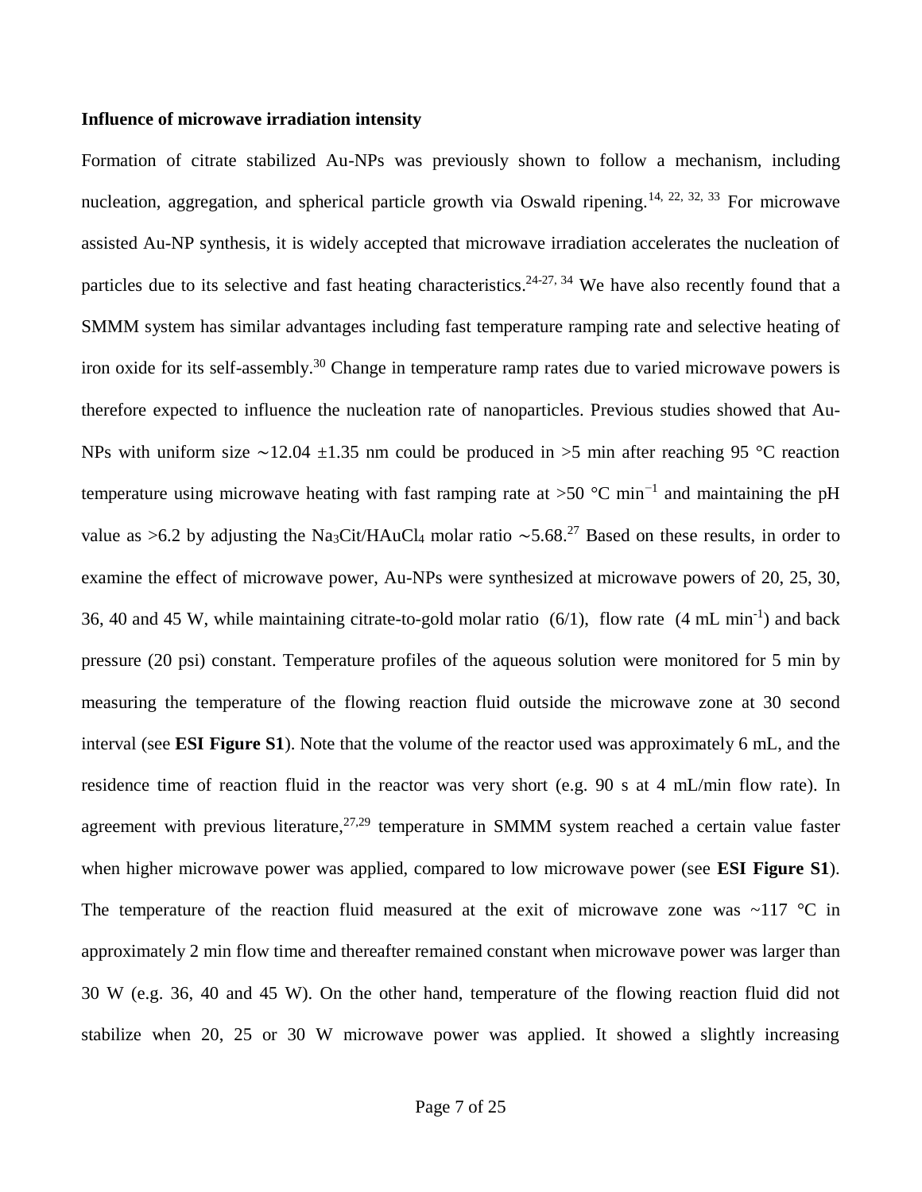**Influence of microwave irradiation intensity**

Formation of citrate stabilized Au-NPs was previously shown to follow a mechanism, including nucleation, aggregation, and spherical particle growth via Oswald ripening.[14, 22, 32, 33] For microwave assisted Au-NP synthesis, it is widely accepted that microwave irradiation accelerates the nucleation of particles due to its selective and fast heating characteristics.[24-27, 34] We have also recently found that a SMMM system has similar advantages including fast temperature ramping rate and selective heating of iron oxide for its self-assembly.[30] Change in temperature ramp rates due to varied microwave powers is therefore expected to influence the nucleation rate of nanoparticles. Previous studies showed that Au-NPs with uniform size ∼12.04 ±1.35 nm could be produced in >5 min after reaching 95 °C reaction temperature using microwave heating with fast ramping rate at >50 °C $min^{-1}$ and maintaining the pH value as >6.2 by adjusting the $Na_3Cit/HAuCl_4$ molar ratio ∼5.68.[27] Based on these results, in order to examine the effect of microwave power, Au-NPs were synthesized at microwave powers of 20, 25, 30, 36, 40 and 45 W, while maintaining citrate-to-gold molar ratio (6/1), flow rate (4 mL $min^{-1}$) and back pressure (20 psi) constant. Temperature profiles of the aqueous solution were monitored for 5 min by measuring the temperature of the flowing reaction fluid outside the microwave zone at 30 second interval (see **ESI Figure S1**). Note that the volume of the reactor used was approximately 6 mL, and the residence time of reaction fluid in the reactor was very short (e.g. 90 s at 4 mL/min flow rate). In agreement with previous literature,[27,29] temperature in SMMM system reached a certain value faster when higher microwave power was applied, compared to low microwave power (see **ESI Figure S1**). The temperature of the reaction fluid measured at the exit of microwave zone was ~117 °C in approximately 2 min flow time and thereafter remained constant when microwave power was larger than 30 W (e.g. 36, 40 and 45 W). On the other hand, temperature of the flowing reaction fluid did not stabilize when 20, 25 or 30 W microwave power was applied. It showed a slightly increasing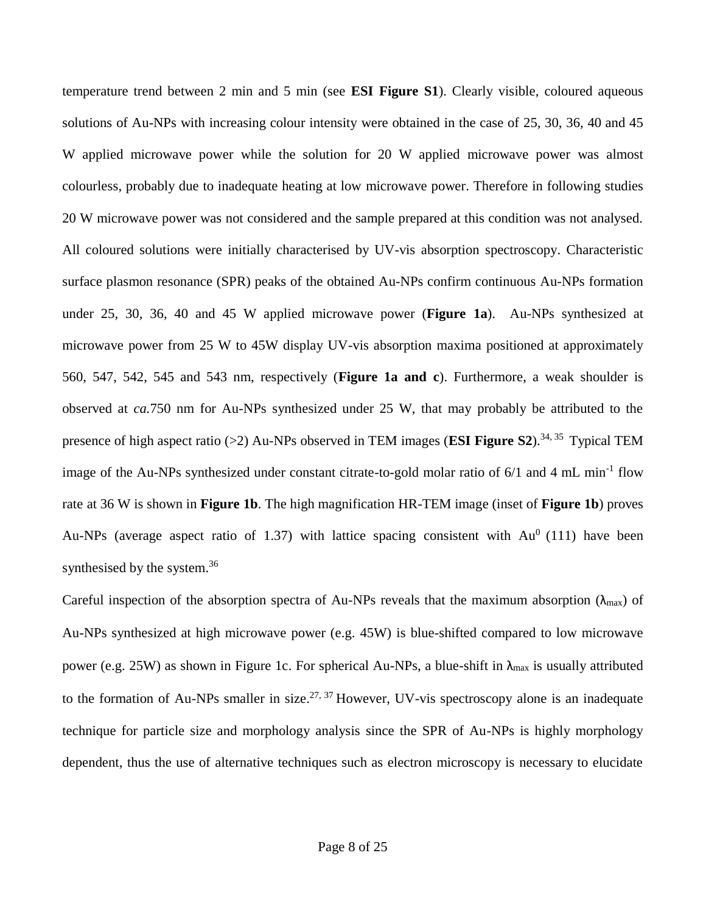temperature trend between 2 min and 5 min (see **ESI Figure S1**). Clearly visible, coloured aqueous solutions of Au-NPs with increasing colour intensity were obtained in the case of 25, 30, 36, 40 and 45 W applied microwave power while the solution for 20 W applied microwave power was almost colourless, probably due to inadequate heating at low microwave power. Therefore in following studies 20 W microwave power was not considered and the sample prepared at this condition was not analysed. All coloured solutions were initially characterised by UV-vis absorption spectroscopy. Characteristic surface plasmon resonance (SPR) peaks of the obtained Au-NPs confirm continuous Au-NPs formation under 25, 30, 36, 40 and 45 W applied microwave power (**Figure 1a**). Au-NPs synthesized at microwave power from 25 W to 45W display UV-vis absorption maxima positioned at approximately 560, 547, 542, 545 and 543 nm, respectively (**Figure 1a and c**). Furthermore, a weak shoulder is observed at *ca.*750 nm for Au-NPs synthesized under 25 W, that may probably be attributed to the presence of high aspect ratio (>2) Au-NPs observed in TEM images (**ESI Figure S2**).[34, 35] Typical TEM image of the Au-NPs synthesized under constant citrate-to-gold molar ratio of 6/1 and 4 mL $min^{-1}$ flow rate at 36 W is shown in **Figure 1b**. The high magnification HR-TEM image (inset of **Figure 1b**) proves Au-NPs (average aspect ratio of 1.37) with lattice spacing consistent with $Au^0$ (111) have been synthesised by the system.[36]

Careful inspection of the absorption spectra of Au-NPs reveals that the maximum absorption ($\lambda_{max}$) of Au-NPs synthesized at high microwave power (e.g. 45W) is blue-shifted compared to low microwave power (e.g. 25W) as shown in Figure 1c. For spherical Au-NPs, a blue-shift in $\lambda_{max}$ is usually attributed to the formation of Au-NPs smaller in size.[27, 37] However, UV-vis spectroscopy alone is an inadequate technique for particle size and morphology analysis since the SPR of Au-NPs is highly morphology dependent, thus the use of alternative techniques such as electron microscopy is necessary to elucidate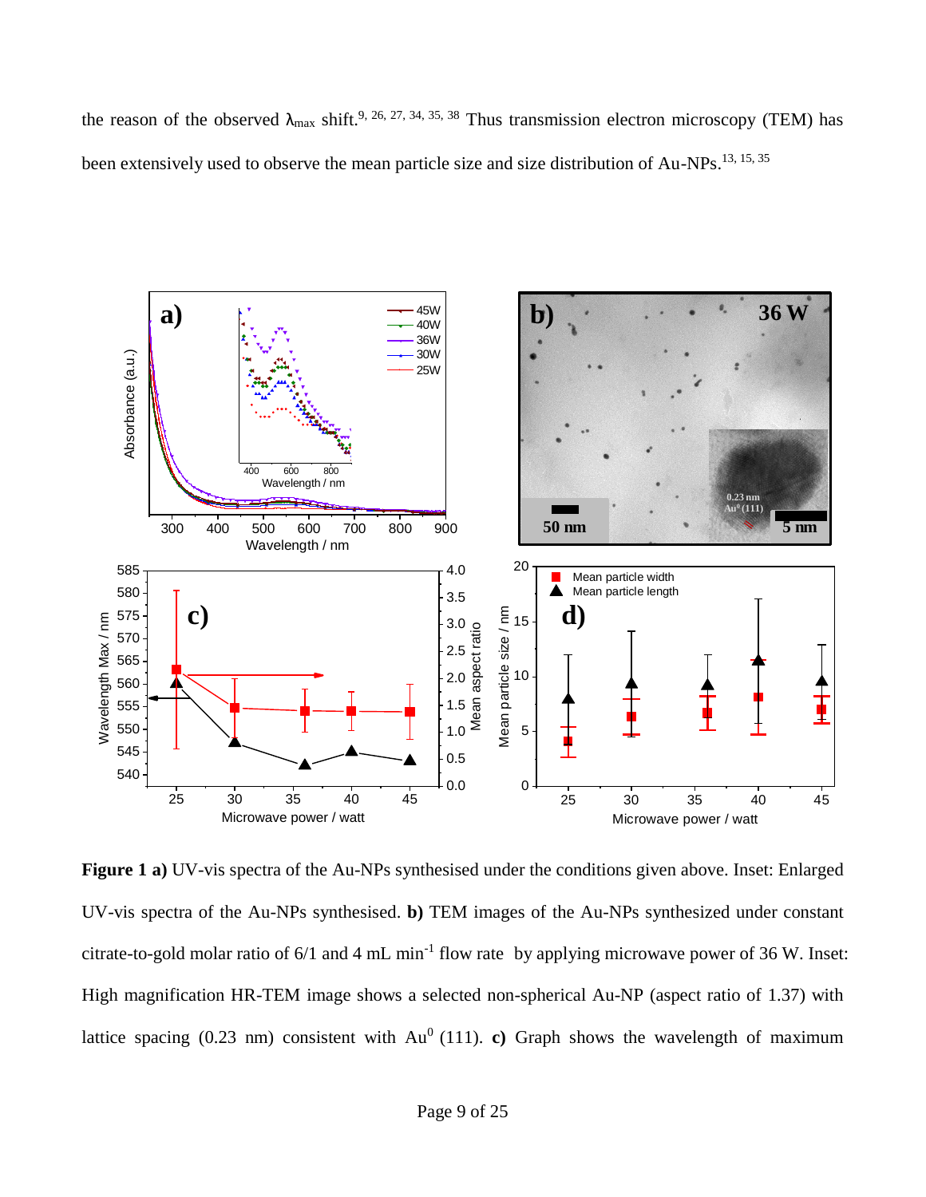the reason of the observed $\lambda_{max}$ shift.[9, 26, 27, 34, 35, 38] Thus transmission electron microscopy (TEM) has been extensively used to observe the mean particle size and size distribution of Au-NPs.[13, 15, 35]

**Figure 1 a)** UV-vis spectra of the Au-NPs synthesised under the conditions given above. Inset: Enlarged UV-vis spectra of the Au-NPs synthesised. **b)** TEM images of the Au-NPs synthesized under constant citrate-to-gold molar ratio of 6/1 and 4 mL min$^{-1}$ flow rate by applying microwave power of 36 W. Inset: High magnification HR-TEM image shows a selected non-spherical Au-NP (aspect ratio of 1.37) with lattice spacing (0.23 nm) consistent with $Au^0$ (111). **c)** Graph shows the wavelength of maximum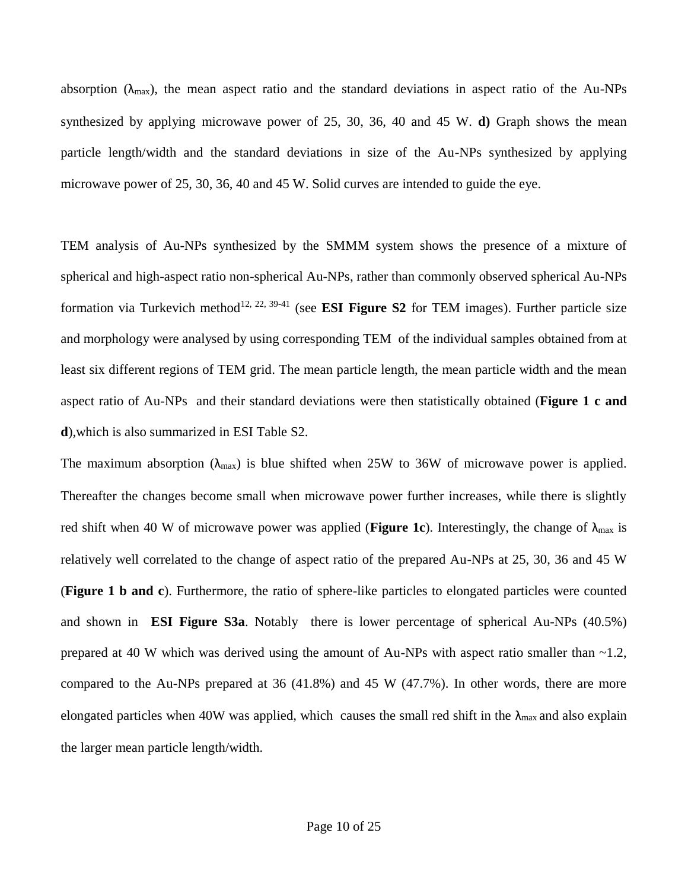absorption ($\lambda_{max}$), the mean aspect ratio and the standard deviations in aspect ratio of the Au-NPs synthesized by applying microwave power of 25, 30, 36, 40 and 45 W. **d)** Graph shows the mean particle length/width and the standard deviations in size of the Au-NPs synthesized by applying microwave power of 25, 30, 36, 40 and 45 W. Solid curves are intended to guide the eye.

TEM analysis of Au-NPs synthesized by the SMMM system shows the presence of a mixture of spherical and high-aspect ratio non-spherical Au-NPs, rather than commonly observed spherical Au-NPs formation via Turkevich method[12, 22, 39-41] (see **ESI Figure S2** for TEM images). Further particle size and morphology were analysed by using corresponding TEM of the individual samples obtained from at least six different regions of TEM grid. The mean particle length, the mean particle width and the mean aspect ratio of Au-NPs and their standard deviations were then statistically obtained (**Figure 1 c and d**),which is also summarized in ESI Table S2.

The maximum absorption ($\lambda_{max}$) is blue shifted when 25W to 36W of microwave power is applied. Thereafter the changes become small when microwave power further increases, while there is slightly red shift when 40 W of microwave power was applied (**Figure 1c**). Interestingly, the change of $\lambda_{max}$ is relatively well correlated to the change of aspect ratio of the prepared Au-NPs at 25, 30, 36 and 45 W (**Figure 1 b and c**). Furthermore, the ratio of sphere-like particles to elongated particles were counted and shown in **ESI Figure S3a**. Notably there is lower percentage of spherical Au-NPs (40.5%) prepared at 40 W which was derived using the amount of Au-NPs with aspect ratio smaller than ~1.2, compared to the Au-NPs prepared at 36 (41.8%) and 45 W (47.7%). In other words, there are more elongated particles when 40W was applied, which causes the small red shift in the $\lambda_{max}$ and also explain the larger mean particle length/width.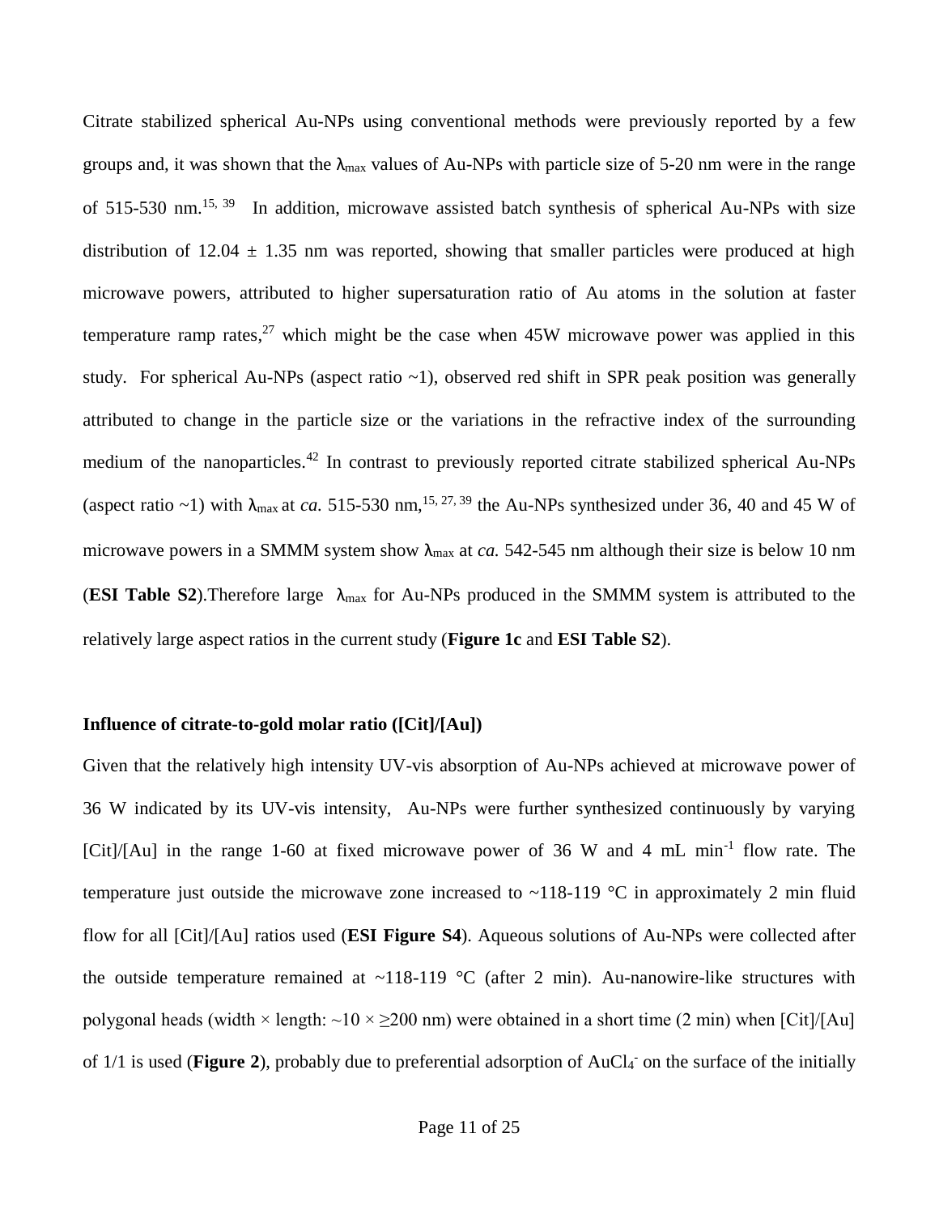Citrate stabilized spherical Au-NPs using conventional methods were previously reported by a few groups and, it was shown that the $\lambda_{max}$ values of Au-NPs with particle size of 5-20 nm were in the range of 515-530 nm.[15, 39] In addition, microwave assisted batch synthesis of spherical Au-NPs with size distribution of 12.04 ± 1.35 nm was reported, showing that smaller particles were produced at high microwave powers, attributed to higher supersaturation ratio of Au atoms in the solution at faster temperature ramp rates,[27] which might be the case when 45W microwave power was applied in this study. For spherical Au-NPs (aspect ratio ~1), observed red shift in SPR peak position was generally attributed to change in the particle size or the variations in the refractive index of the surrounding medium of the nanoparticles.[42] In contrast to previously reported citrate stabilized spherical Au-NPs (aspect ratio ~1) with $\lambda_{max}$ at *ca.* 515-530 nm,[15, 27, 39] the Au-NPs synthesized under 36, 40 and 45 W of microwave powers in a SMMM system show $\lambda_{max}$ at *ca.* 542-545 nm although their size is below 10 nm (**ESI Table S2**).Therefore large $\lambda_{max}$ for Au-NPs produced in the SMMM system is attributed to the relatively large aspect ratios in the current study (**Figure 1c** and **ESI Table S2**).

**Influence of citrate-to-gold molar ratio ([Cit]/[Au])**

Given that the relatively high intensity UV-vis absorption of Au-NPs achieved at microwave power of 36 W indicated by its UV-vis intensity, Au-NPs were further synthesized continuously by varying [Cit]/[Au] in the range 1-60 at fixed microwave power of 36 W and 4 mL min$^{-1}$ flow rate. The temperature just outside the microwave zone increased to ~118-119 °C in approximately 2 min fluid flow for all [Cit]/[Au] ratios used (**ESI Figure S4**). Aqueous solutions of Au-NPs were collected after the outside temperature remained at ~118-119 °C (after 2 min). Au-nanowire-like structures with polygonal heads (width × length: ~10 × ≥200 nm) were obtained in a short time (2 min) when [Cit]/[Au] of 1/1 is used (**Figure 2**), probably due to preferential adsorption of $AuCl_4^-$ on the surface of the initially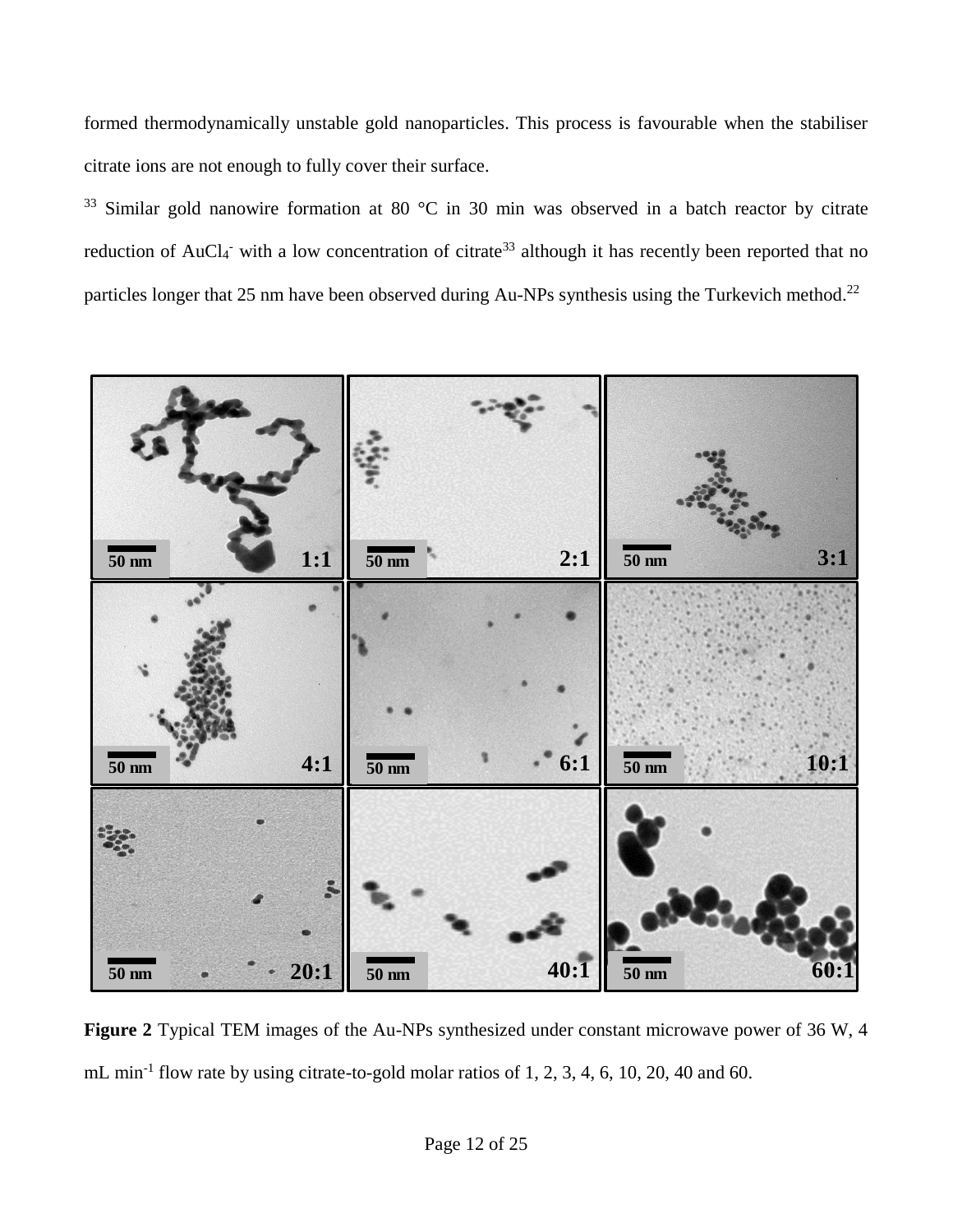formed thermodynamically unstable gold nanoparticles. This process is favourable when the stabiliser citrate ions are not enough to fully cover their surface.

[33] Similar gold nanowire formation at 80 °C in 30 min was observed in a batch reactor by citrate reduction of $AuCl_4^-$ with a low concentration of citrate[33] although it has recently been reported that no particles longer that 25 nm have been observed during Au-NPs synthesis using the Turkevich method.[22]

**Figure 2** Typical TEM images of the Au-NPs synthesized under constant microwave power of 36 W, 4 mL min$^{-1}$ flow rate by using citrate-to-gold molar ratios of 1, 2, 3, 4, 6, 10, 20, 40 and 60.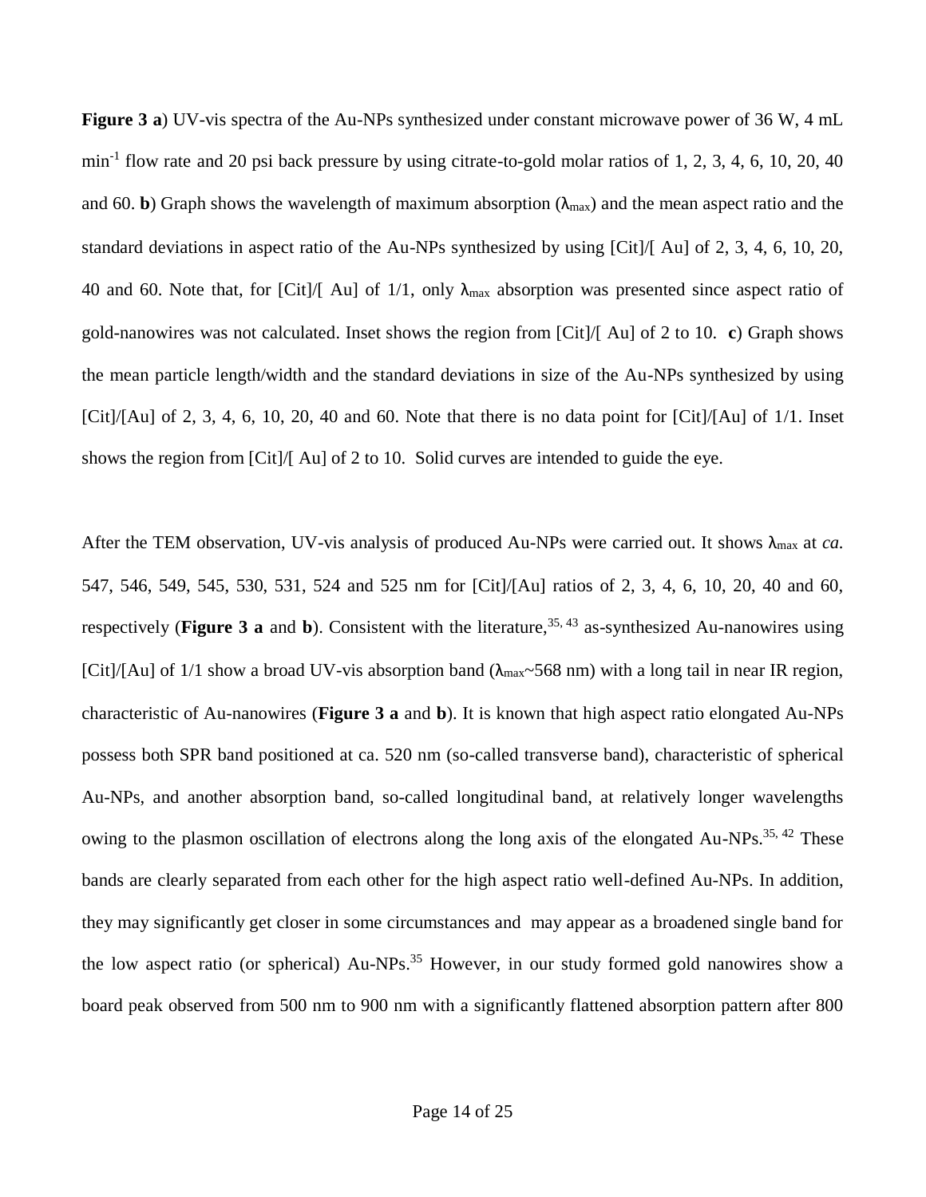**Figure 3 a**) UV-vis spectra of the Au-NPs synthesized under constant microwave power of 36 W, 4 mL $min^{-1}$ flow rate and 20 psi back pressure by using citrate-to-gold molar ratios of 1, 2, 3, 4, 6, 10, 20, 40 and 60. **b**) Graph shows the wavelength of maximum absorption ($\lambda_{max}$) and the mean aspect ratio and the standard deviations in aspect ratio of the Au-NPs synthesized by using [Cit]/[ Au] of 2, 3, 4, 6, 10, 20, 40 and 60. Note that, for [Cit]/[ Au] of 1/1, only $\lambda_{max}$ absorption was presented since aspect ratio of gold-nanowires was not calculated. Inset shows the region from [Cit]/[ Au] of 2 to 10. **c**) Graph shows the mean particle length/width and the standard deviations in size of the Au-NPs synthesized by using [Cit]/[Au] of 2, 3, 4, 6, 10, 20, 40 and 60. Note that there is no data point for [Cit]/[Au] of 1/1. Inset shows the region from [Cit]/[ Au] of 2 to 10. Solid curves are intended to guide the eye.

After the TEM observation, UV-vis analysis of produced Au-NPs were carried out. It shows $\lambda_{max}$ at *ca.* 547, 546, 549, 545, 530, 531, 524 and 525 nm for [Cit]/[Au] ratios of 2, 3, 4, 6, 10, 20, 40 and 60, respectively (**Figure 3 a** and **b**). Consistent with the literature,[35, 43] as-synthesized Au-nanowires using [Cit]/[Au] of 1/1 show a broad UV-vis absorption band ($\lambda_{max}$~568 nm) with a long tail in near IR region, characteristic of Au-nanowires (**Figure 3 a** and **b**). It is known that high aspect ratio elongated Au-NPs possess both SPR band positioned at ca. 520 nm (so-called transverse band), characteristic of spherical Au-NPs, and another absorption band, so-called longitudinal band, at relatively longer wavelengths owing to the plasmon oscillation of electrons along the long axis of the elongated Au-NPs.[35, 42] These bands are clearly separated from each other for the high aspect ratio well-defined Au-NPs. In addition, they may significantly get closer in some circumstances and may appear as a broadened single band for the low aspect ratio (or spherical) Au-NPs.[35] However, in our study formed gold nanowires show a board peak observed from 500 nm to 900 nm with a significantly flattened absorption pattern after 800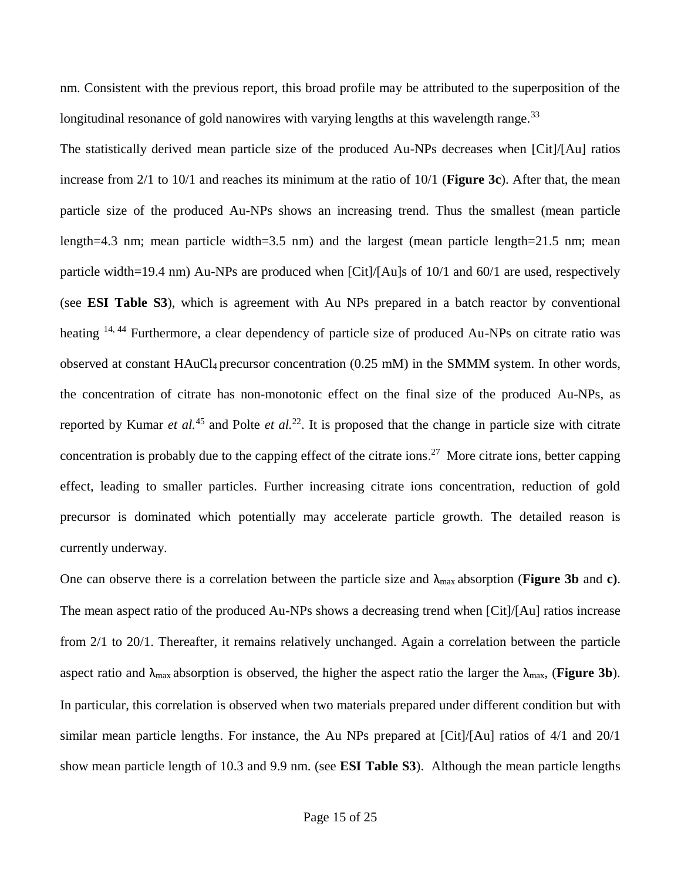nm. Consistent with the previous report, this broad profile may be attributed to the superposition of the longitudinal resonance of gold nanowires with varying lengths at this wavelength range.[33]

The statistically derived mean particle size of the produced Au-NPs decreases when [Cit]/[Au] ratios increase from 2/1 to 10/1 and reaches its minimum at the ratio of 10/1 (**Figure 3c**). After that, the mean particle size of the produced Au-NPs shows an increasing trend. Thus the smallest (mean particle length=4.3 nm; mean particle width=3.5 nm) and the largest (mean particle length=21.5 nm; mean particle width=19.4 nm) Au-NPs are produced when [Cit]/[Au]s of 10/1 and 60/1 are used, respectively (see **ESI Table S3**), which is agreement with Au NPs prepared in a batch reactor by conventional heating [14, 44] Furthermore, a clear dependency of particle size of produced Au-NPs on citrate ratio was observed at constant $HAuCl_4$ precursor concentration (0.25 mM) in the SMMM system. In other words, the concentration of citrate has non-monotonic effect on the final size of the produced Au-NPs, as reported by Kumar *et al.*[45] and Polte *et al.*[22]. It is proposed that the change in particle size with citrate concentration is probably due to the capping effect of the citrate ions.[27] More citrate ions, better capping effect, leading to smaller particles. Further increasing citrate ions concentration, reduction of gold precursor is dominated which potentially may accelerate particle growth. The detailed reason is currently underway.

One can observe there is a correlation between the particle size and $\lambda_{max}$ absorption (**Figure 3b** and **c)**. The mean aspect ratio of the produced Au-NPs shows a decreasing trend when [Cit]/[Au] ratios increase from 2/1 to 20/1. Thereafter, it remains relatively unchanged. Again a correlation between the particle aspect ratio and $\lambda_{max}$ absorption is observed, the higher the aspect ratio the larger the $\lambda_{max}$, (**Figure 3b**). In particular, this correlation is observed when two materials prepared under different condition but with similar mean particle lengths. For instance, the Au NPs prepared at [Cit]/[Au] ratios of 4/1 and 20/1 show mean particle length of 10.3 and 9.9 nm. (see **ESI Table S3**). Although the mean particle lengths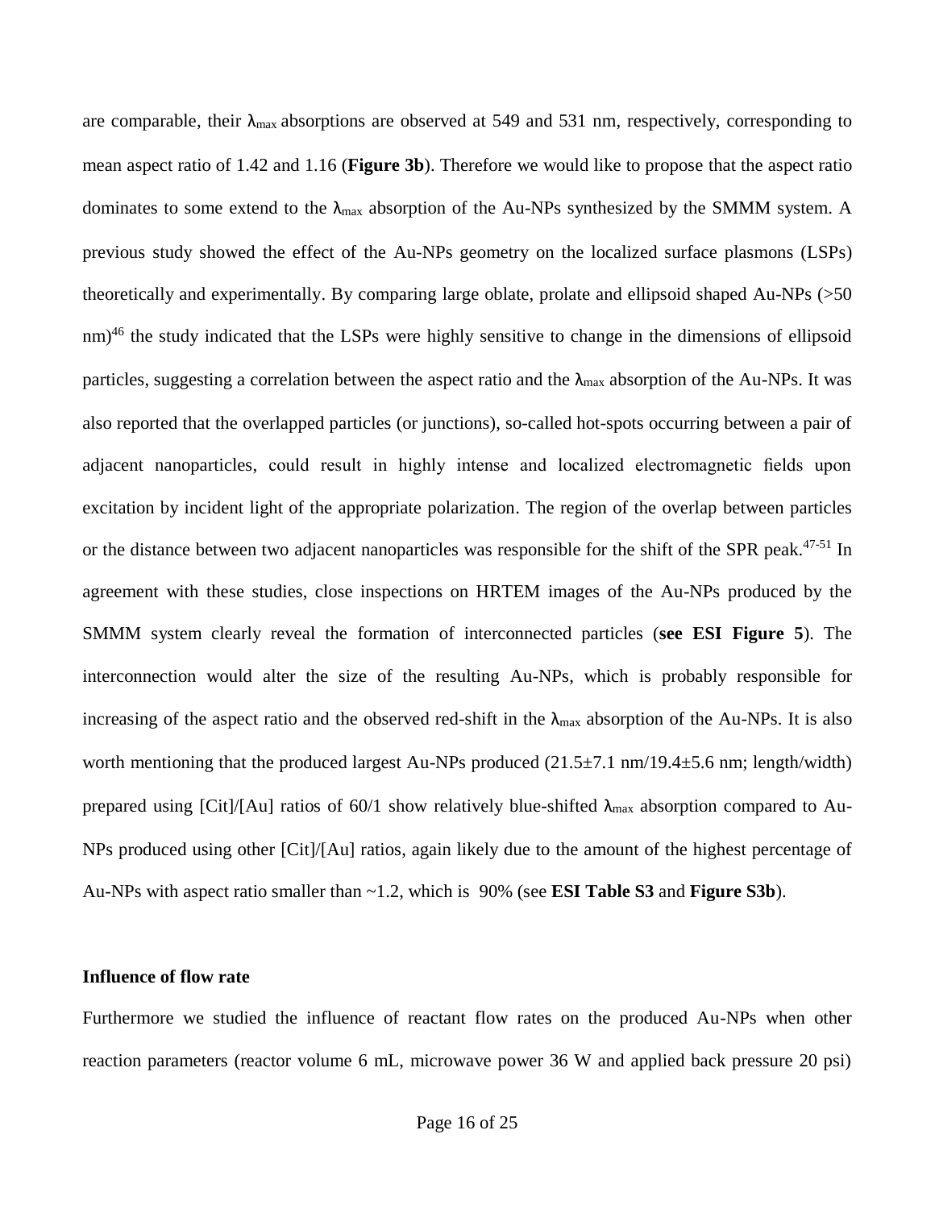are comparable, their $\lambda_{max}$ absorptions are observed at 549 and 531 nm, respectively, corresponding to mean aspect ratio of 1.42 and 1.16 (**Figure 3b**). Therefore we would like to propose that the aspect ratio dominates to some extend to the $\lambda_{max}$ absorption of the Au-NPs synthesized by the SMMM system. A previous study showed the effect of the Au-NPs geometry on the localized surface plasmons (LSPs) theoretically and experimentally. By comparing large oblate, prolate and ellipsoid shaped Au-NPs (>50 nm)[46] the study indicated that the LSPs were highly sensitive to change in the dimensions of ellipsoid particles, suggesting a correlation between the aspect ratio and the $\lambda_{max}$ absorption of the Au-NPs. It was also reported that the overlapped particles (or junctions), so-called hot-spots occurring between a pair of adjacent nanoparticles, could result in highly intense and localized electromagnetic fields upon excitation by incident light of the appropriate polarization. The region of the overlap between particles or the distance between two adjacent nanoparticles was responsible for the shift of the SPR peak.[47-51] In agreement with these studies, close inspections on HRTEM images of the Au-NPs produced by the SMMM system clearly reveal the formation of interconnected particles (**see ESI Figure 5**). The interconnection would alter the size of the resulting Au-NPs, which is probably responsible for increasing of the aspect ratio and the observed red-shift in the $\lambda_{max}$ absorption of the Au-NPs. It is also worth mentioning that the produced largest Au-NPs produced (21.5±7.1 nm/19.4±5.6 nm; length/width) prepared using [Cit]/[Au] ratios of 60/1 show relatively blue-shifted $\lambda_{max}$ absorption compared to Au-NPs produced using other [Cit]/[Au] ratios, again likely due to the amount of the highest percentage of Au-NPs with aspect ratio smaller than ~1.2, which is 90% (see **ESI Table S3** and **Figure S3b**).

**Influence of flow rate**

Furthermore we studied the influence of reactant flow rates on the produced Au-NPs when other reaction parameters (reactor volume 6 mL, microwave power 36 W and applied back pressure 20 psi)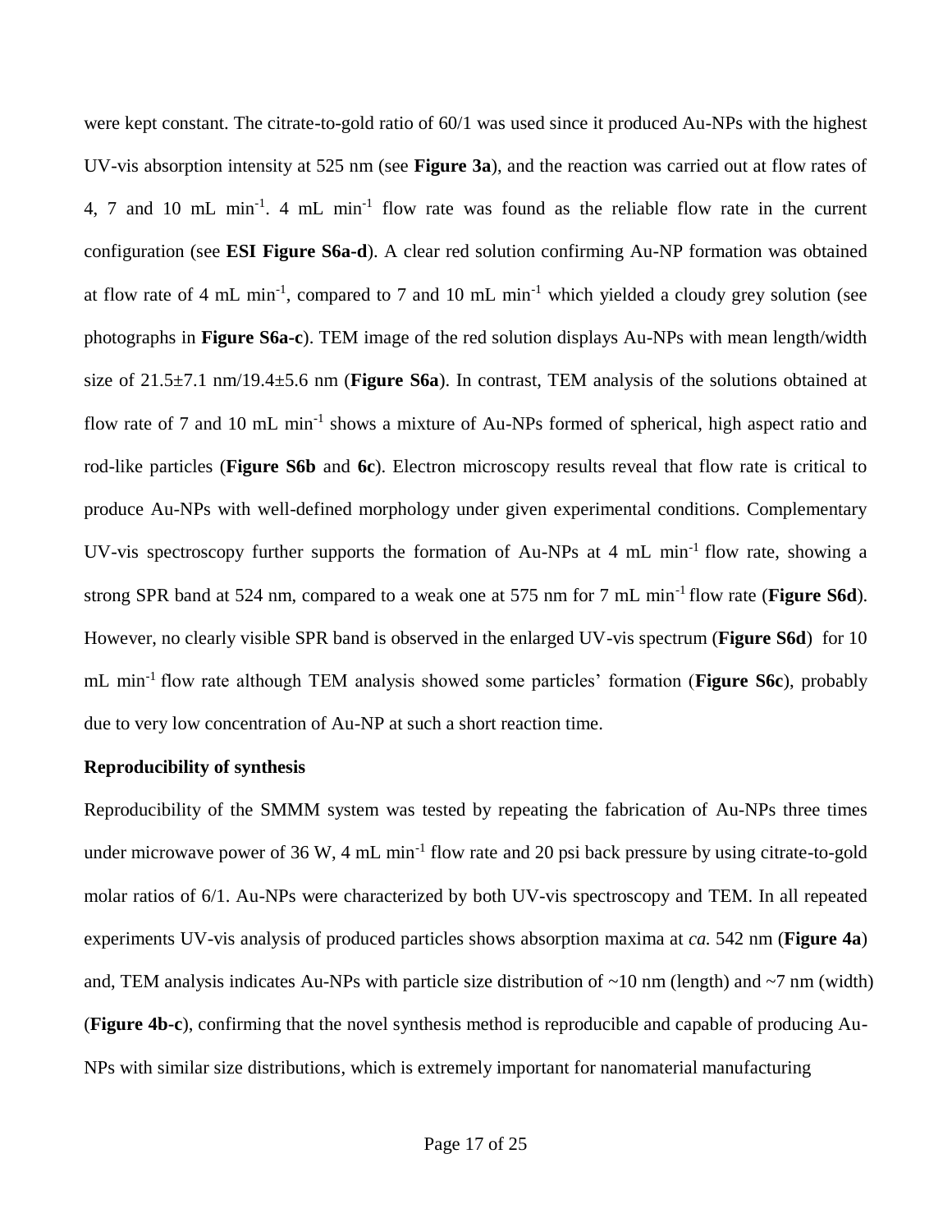were kept constant. The citrate-to-gold ratio of 60/1 was used since it produced Au-NPs with the highest UV-vis absorption intensity at 525 nm (see **Figure 3a**), and the reaction was carried out at flow rates of 4, 7 and 10 mL $min^{-1}$. 4 mL $min^{-1}$ flow rate was found as the reliable flow rate in the current configuration (see **ESI Figure S6a-d**). A clear red solution confirming Au-NP formation was obtained at flow rate of 4 mL $min^{-1}$, compared to 7 and 10 mL $min^{-1}$ which yielded a cloudy grey solution (see photographs in **Figure S6a-c**). TEM image of the red solution displays Au-NPs with mean length/width size of 21.5±7.1 nm/19.4±5.6 nm (**Figure S6a**). In contrast, TEM analysis of the solutions obtained at flow rate of 7 and 10 mL $min^{-1}$ shows a mixture of Au-NPs formed of spherical, high aspect ratio and rod-like particles (**Figure S6b** and **6c**). Electron microscopy results reveal that flow rate is critical to produce Au-NPs with well-defined morphology under given experimental conditions. Complementary UV-vis spectroscopy further supports the formation of Au-NPs at 4 mL $min^{-1}$ flow rate, showing a strong SPR band at 524 nm, compared to a weak one at 575 nm for 7 mL $min^{-1}$ flow rate (**Figure S6d**). However, no clearly visible SPR band is observed in the enlarged UV-vis spectrum (**Figure S6d**) for 10 mL $min^{-1}$ flow rate although TEM analysis showed some particles' formation (**Figure S6c**), probably due to very low concentration of Au-NP at such a short reaction time.

**Reproducibility of synthesis**

Reproducibility of the SMMM system was tested by repeating the fabrication of Au-NPs three times under microwave power of 36 W, 4 mL $min^{-1}$ flow rate and 20 psi back pressure by using citrate-to-gold molar ratios of 6/1. Au-NPs were characterized by both UV-vis spectroscopy and TEM. In all repeated experiments UV-vis analysis of produced particles shows absorption maxima at *ca.* 542 nm (**Figure 4a**) and, TEM analysis indicates Au-NPs with particle size distribution of ~10 nm (length) and ~7 nm (width) (**Figure 4b-c**), confirming that the novel synthesis method is reproducible and capable of producing Au-NPs with similar size distributions, which is extremely important for nanomaterial manufacturing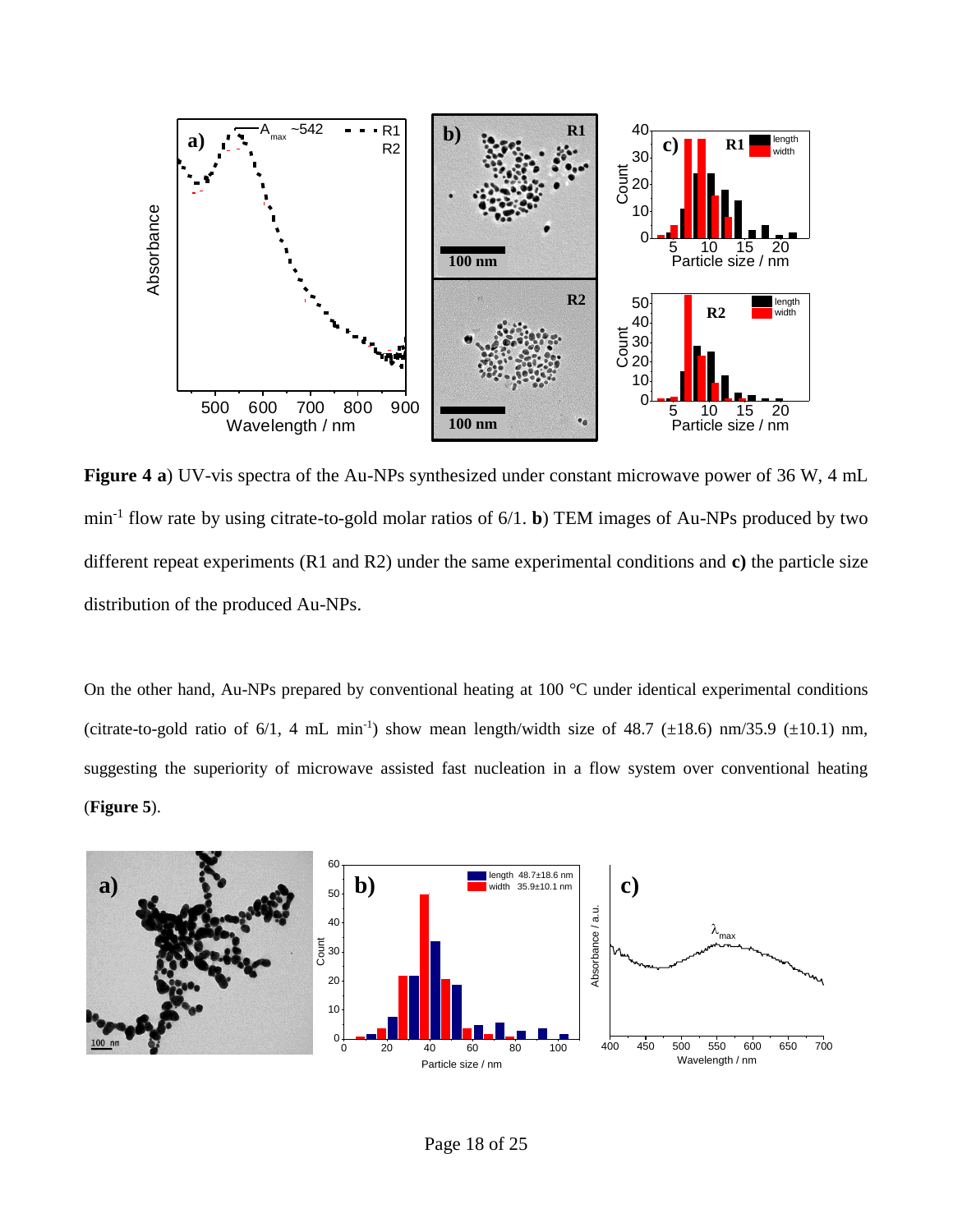**Figure 4 a**) UV-vis spectra of the Au-NPs synthesized under constant microwave power of 36 W, 4 mL min$^{-1}$ flow rate by using citrate-to-gold molar ratios of 6/1. **b**) TEM images of Au-NPs produced by two different repeat experiments (R1 and R2) under the same experimental conditions and **c)** the particle size distribution of the produced Au-NPs.

On the other hand, Au-NPs prepared by conventional heating at 100 °C under identical experimental conditions (citrate-to-gold ratio of 6/1, 4 mL min$^{-1}$) show mean length/width size of 48.7 (±18.6) nm/35.9 (±10.1) nm, suggesting the superiority of microwave assisted fast nucleation in a flow system over conventional heating (**Figure 5**).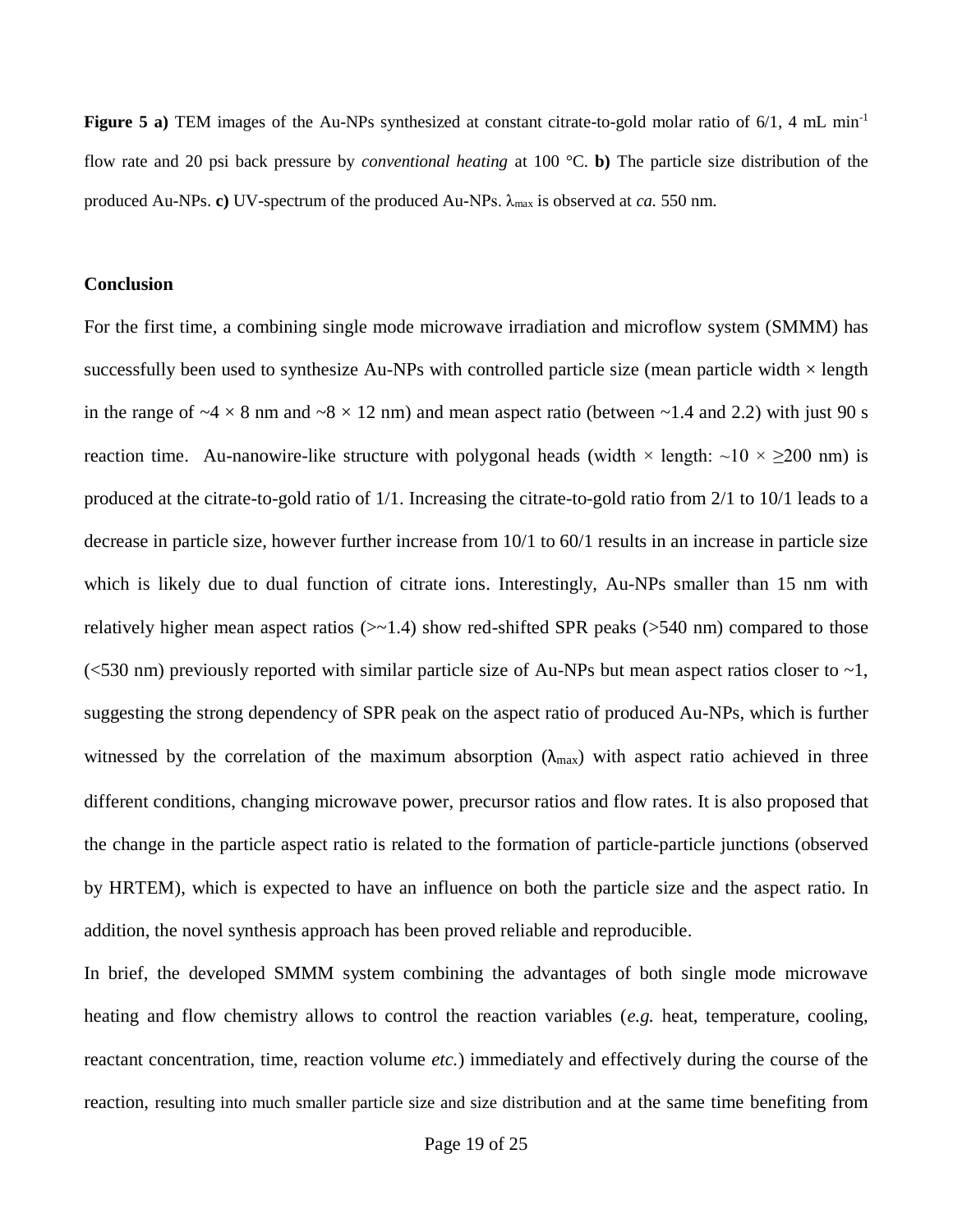**Figure 5 a)** TEM images of the Au-NPs synthesized at constant citrate-to-gold molar ratio of 6/1, 4 mL min$^{-1}$ flow rate and 20 psi back pressure by *conventional heating* at 100 °C. **b)** The particle size distribution of the produced Au-NPs. **c)** UV-spectrum of the produced Au-NPs. $\lambda_{max}$ is observed at *ca.* 550 nm.

## Conclusion

For the first time, a combining single mode microwave irradiation and microflow system (SMMM) has successfully been used to synthesize Au-NPs with controlled particle size (mean particle width × length in the range of ~4 × 8 nm and ~8 × 12 nm) and mean aspect ratio (between ~1.4 and 2.2) with just 90 s reaction time. Au-nanowire-like structure with polygonal heads (width × length: ~10 × ≥200 nm) is produced at the citrate-to-gold ratio of 1/1. Increasing the citrate-to-gold ratio from 2/1 to 10/1 leads to a decrease in particle size, however further increase from 10/1 to 60/1 results in an increase in particle size which is likely due to dual function of citrate ions. Interestingly, Au-NPs smaller than 15 nm with relatively higher mean aspect ratios (>~1.4) show red-shifted SPR peaks (>540 nm) compared to those (<530 nm) previously reported with similar particle size of Au-NPs but mean aspect ratios closer to ~1, suggesting the strong dependency of SPR peak on the aspect ratio of produced Au-NPs, which is further witnessed by the correlation of the maximum absorption ($\lambda_{max}$) with aspect ratio achieved in three different conditions, changing microwave power, precursor ratios and flow rates. It is also proposed that the change in the particle aspect ratio is related to the formation of particle-particle junctions (observed by HRTEM), which is expected to have an influence on both the particle size and the aspect ratio. In addition, the novel synthesis approach has been proved reliable and reproducible.

In brief, the developed SMMM system combining the advantages of both single mode microwave heating and flow chemistry allows to control the reaction variables (*e.g.* heat, temperature, cooling, reactant concentration, time, reaction volume *etc.*) immediately and effectively during the course of the reaction, resulting into much smaller particle size and size distribution and at the same time benefiting from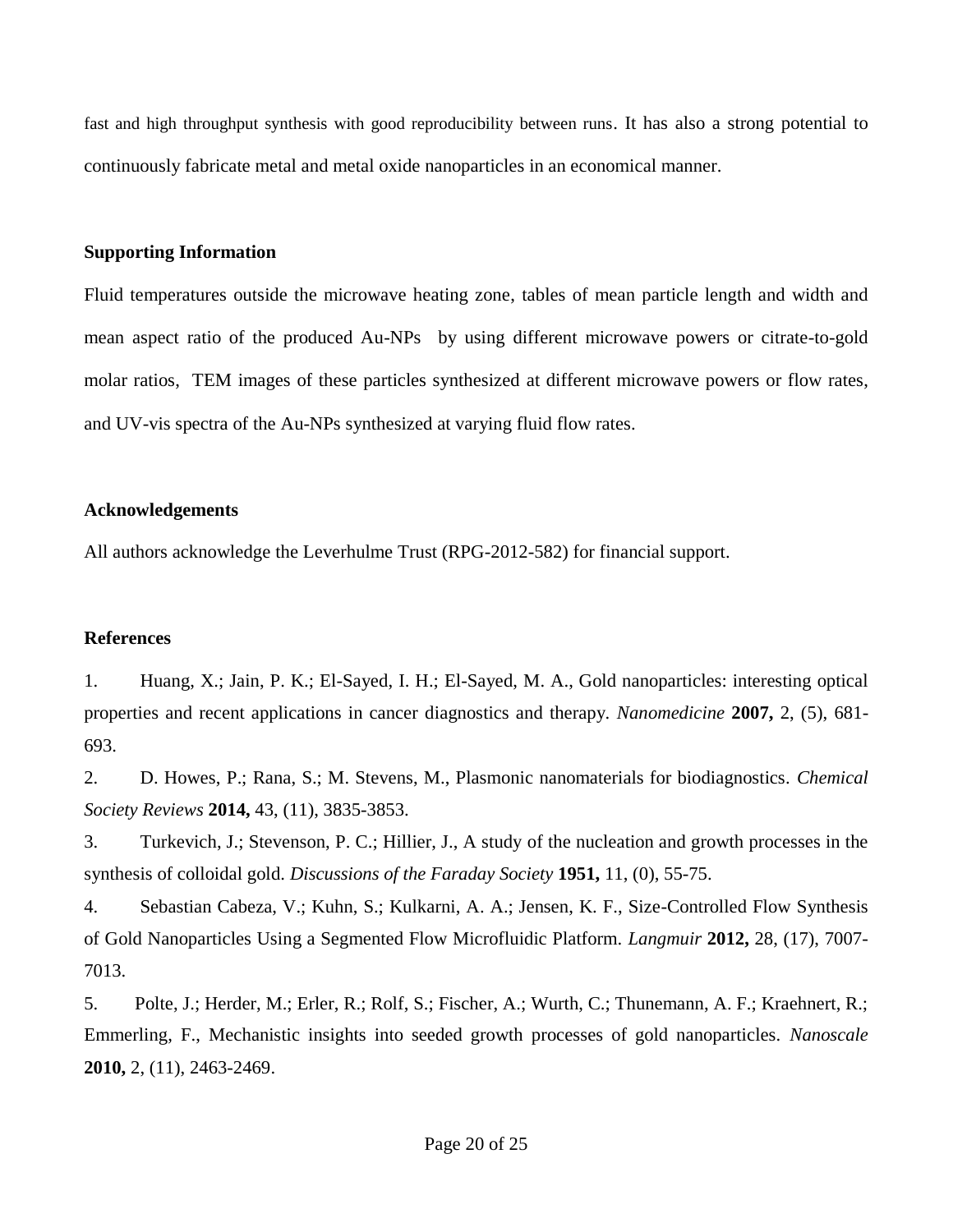fast and high throughput synthesis with good reproducibility between runs. It has also a strong potential to continuously fabricate metal and metal oxide nanoparticles in an economical manner.

## Supporting Information

Fluid temperatures outside the microwave heating zone, tables of mean particle length and width and mean aspect ratio of the produced Au-NPs by using different microwave powers or citrate-to-gold molar ratios, TEM images of these particles synthesized at different microwave powers or flow rates, and UV-vis spectra of the Au-NPs synthesized at varying fluid flow rates.

## Acknowledgements

All authors acknowledge the Leverhulme Trust (RPG-2012-582) for financial support.

## References

1. Huang, X.; Jain, P. K.; El-Sayed, I. H.; El-Sayed, M. A., Gold nanoparticles: interesting optical properties and recent applications in cancer diagnostics and therapy. *Nanomedicine* **2007,** 2, (5), 681-693.

2. D. Howes, P.; Rana, S.; M. Stevens, M., Plasmonic nanomaterials for biodiagnostics. *Chemical Society Reviews* **2014,** 43, (11), 3835-3853.

3. Turkevich, J.; Stevenson, P. C.; Hillier, J., A study of the nucleation and growth processes in the synthesis of colloidal gold. *Discussions of the Faraday Society* **1951,** 11, (0), 55-75.

4. Sebastian Cabeza, V.; Kuhn, S.; Kulkarni, A. A.; Jensen, K. F., Size-Controlled Flow Synthesis of Gold Nanoparticles Using a Segmented Flow Microfluidic Platform. *Langmuir* **2012,** 28, (17), 7007-7013.

5. Polte, J.; Herder, M.; Erler, R.; Rolf, S.; Fischer, A.; Wurth, C.; Thunemann, A. F.; Kraehnert, R.; Emmerling, F., Mechanistic insights into seeded growth processes of gold nanoparticles. *Nanoscale* **2010,** 2, (11), 2463-2469.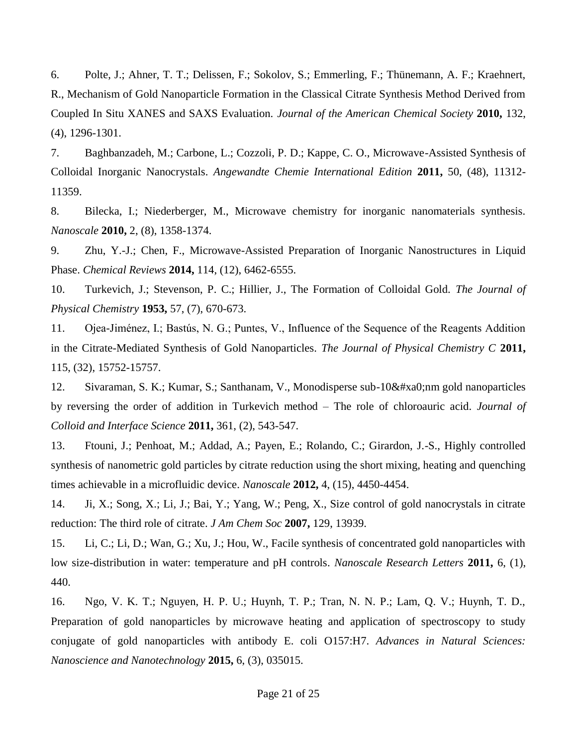6. Polte, J.; Ahner, T. T.; Delissen, F.; Sokolov, S.; Emmerling, F.; Thünemann, A. F.; Kraehnert, R., Mechanism of Gold Nanoparticle Formation in the Classical Citrate Synthesis Method Derived from Coupled In Situ XANES and SAXS Evaluation. *Journal of the American Chemical Society* **2010,** 132, (4), 1296-1301.

7. Baghbanzadeh, M.; Carbone, L.; Cozzoli, P. D.; Kappe, C. O., Microwave-Assisted Synthesis of Colloidal Inorganic Nanocrystals. *Angewandte Chemie International Edition* **2011,** 50, (48), 11312-11359.

8. Bilecka, I.; Niederberger, M., Microwave chemistry for inorganic nanomaterials synthesis. *Nanoscale* **2010,** 2, (8), 1358-1374.

9. Zhu, Y.-J.; Chen, F., Microwave-Assisted Preparation of Inorganic Nanostructures in Liquid Phase. *Chemical Reviews* **2014,** 114, (12), 6462-6555.

10. Turkevich, J.; Stevenson, P. C.; Hillier, J., The Formation of Colloidal Gold. *The Journal of Physical Chemistry* **1953,** 57, (7), 670-673.

11. Ojea-Jiménez, I.; Bastús, N. G.; Puntes, V., Influence of the Sequence of the Reagents Addition in the Citrate-Mediated Synthesis of Gold Nanoparticles. *The Journal of Physical Chemistry C* **2011,** 115, (32), 15752-15757.

12. Sivaraman, S. K.; Kumar, S.; Santhanam, V., Monodisperse sub-10&#xa0;nm gold nanoparticles by reversing the order of addition in Turkevich method – The role of chloroauric acid. *Journal of Colloid and Interface Science* **2011,** 361, (2), 543-547.

13. Ftouni, J.; Penhoat, M.; Addad, A.; Payen, E.; Rolando, C.; Girardon, J.-S., Highly controlled synthesis of nanometric gold particles by citrate reduction using the short mixing, heating and quenching times achievable in a microfluidic device. *Nanoscale* **2012,** 4, (15), 4450-4454.

14. Ji, X.; Song, X.; Li, J.; Bai, Y.; Yang, W.; Peng, X., Size control of gold nanocrystals in citrate reduction: The third role of citrate. *J Am Chem Soc* **2007,** 129, 13939.

15. Li, C.; Li, D.; Wan, G.; Xu, J.; Hou, W., Facile synthesis of concentrated gold nanoparticles with low size-distribution in water: temperature and pH controls. *Nanoscale Research Letters* **2011,** 6, (1), 440.

16. Ngo, V. K. T.; Nguyen, H. P. U.; Huynh, T. P.; Tran, N. N. P.; Lam, Q. V.; Huynh, T. D., Preparation of gold nanoparticles by microwave heating and application of spectroscopy to study conjugate of gold nanoparticles with antibody E. coli O157:H7. *Advances in Natural Sciences: Nanoscience and Nanotechnology* **2015,** 6, (3), 035015.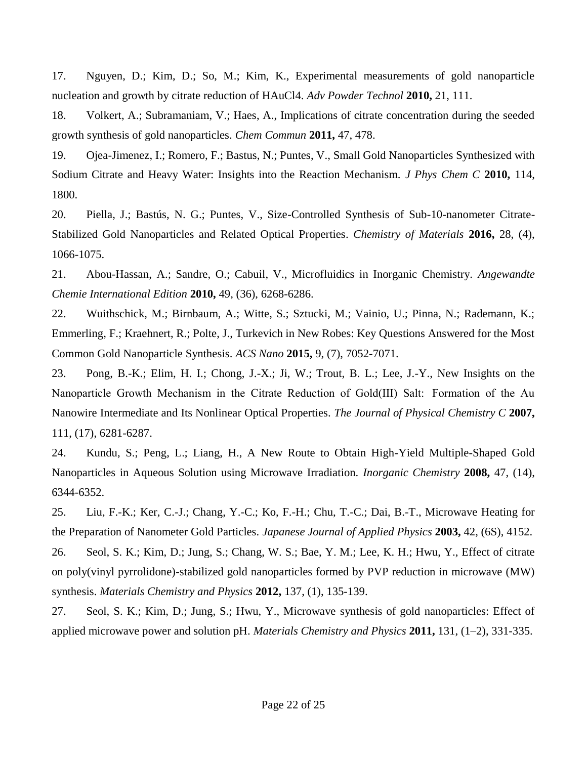17. Nguyen, D.; Kim, D.; So, M.; Kim, K., Experimental measurements of gold nanoparticle nucleation and growth by citrate reduction of HAuCl4. *Adv Powder Technol* **2010,** 21, 111.

18. Volkert, A.; Subramaniam, V.; Haes, A., Implications of citrate concentration during the seeded growth synthesis of gold nanoparticles. *Chem Commun* **2011,** 47, 478.

19. Ojea-Jimenez, I.; Romero, F.; Bastus, N.; Puntes, V., Small Gold Nanoparticles Synthesized with Sodium Citrate and Heavy Water: Insights into the Reaction Mechanism. *J Phys Chem C* **2010,** 114, 1800.

20. Piella, J.; Bastús, N. G.; Puntes, V., Size-Controlled Synthesis of Sub-10-nanometer Citrate-Stabilized Gold Nanoparticles and Related Optical Properties. *Chemistry of Materials* **2016,** 28, (4), 1066-1075.

21. Abou-Hassan, A.; Sandre, O.; Cabuil, V., Microfluidics in Inorganic Chemistry. *Angewandte Chemie International Edition* **2010,** 49, (36), 6268-6286.

22. Wuithschick, M.; Birnbaum, A.; Witte, S.; Sztucki, M.; Vainio, U.; Pinna, N.; Rademann, K.; Emmerling, F.; Kraehnert, R.; Polte, J., Turkevich in New Robes: Key Questions Answered for the Most Common Gold Nanoparticle Synthesis. *ACS Nano* **2015,** 9, (7), 7052-7071.

23. Pong, B.-K.; Elim, H. I.; Chong, J.-X.; Ji, W.; Trout, B. L.; Lee, J.-Y., New Insights on the Nanoparticle Growth Mechanism in the Citrate Reduction of Gold(III) Salt: Formation of the Au Nanowire Intermediate and Its Nonlinear Optical Properties. *The Journal of Physical Chemistry C* **2007,** 111, (17), 6281-6287.

24. Kundu, S.; Peng, L.; Liang, H., A New Route to Obtain High-Yield Multiple-Shaped Gold Nanoparticles in Aqueous Solution using Microwave Irradiation. *Inorganic Chemistry* **2008,** 47, (14), 6344-6352.

25. Liu, F.-K.; Ker, C.-J.; Chang, Y.-C.; Ko, F.-H.; Chu, T.-C.; Dai, B.-T., Microwave Heating for the Preparation of Nanometer Gold Particles. *Japanese Journal of Applied Physics* **2003,** 42, (6S), 4152.

26. Seol, S. K.; Kim, D.; Jung, S.; Chang, W. S.; Bae, Y. M.; Lee, K. H.; Hwu, Y., Effect of citrate on poly(vinyl pyrrolidone)-stabilized gold nanoparticles formed by PVP reduction in microwave (MW) synthesis. *Materials Chemistry and Physics* **2012,** 137, (1), 135-139.

27. Seol, S. K.; Kim, D.; Jung, S.; Hwu, Y., Microwave synthesis of gold nanoparticles: Effect of applied microwave power and solution pH. *Materials Chemistry and Physics* **2011,** 131, (1–2), 331-335.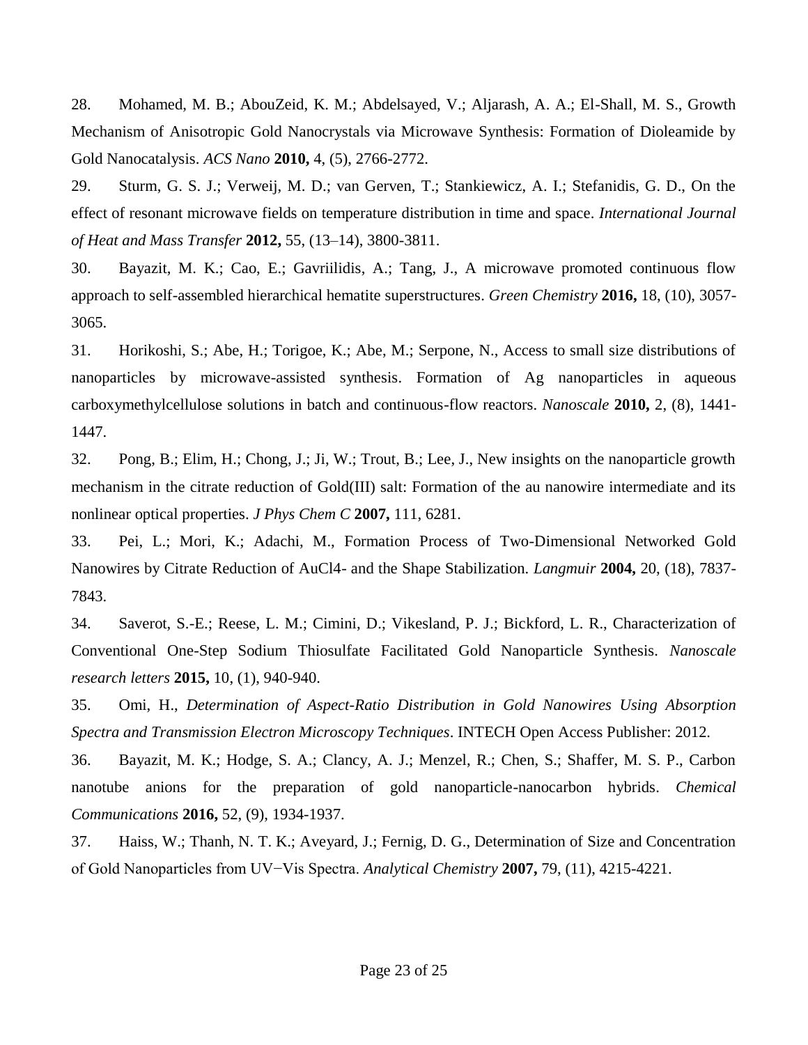28. Mohamed, M. B.; AbouZeid, K. M.; Abdelsayed, V.; Aljarash, A. A.; El-Shall, M. S., Growth Mechanism of Anisotropic Gold Nanocrystals via Microwave Synthesis: Formation of Dioleamide by Gold Nanocatalysis. *ACS Nano* **2010,** 4, (5), 2766-2772.

29. Sturm, G. S. J.; Verweij, M. D.; van Gerven, T.; Stankiewicz, A. I.; Stefanidis, G. D., On the effect of resonant microwave fields on temperature distribution in time and space. *International Journal of Heat and Mass Transfer* **2012,** 55, (13–14), 3800-3811.

30. Bayazit, M. K.; Cao, E.; Gavriilidis, A.; Tang, J., A microwave promoted continuous flow approach to self-assembled hierarchical hematite superstructures. *Green Chemistry* **2016,** 18, (10), 3057-3065.

31. Horikoshi, S.; Abe, H.; Torigoe, K.; Abe, M.; Serpone, N., Access to small size distributions of nanoparticles by microwave-assisted synthesis. Formation of Ag nanoparticles in aqueous carboxymethylcellulose solutions in batch and continuous-flow reactors. *Nanoscale* **2010,** 2, (8), 1441-1447.

32. Pong, B.; Elim, H.; Chong, J.; Ji, W.; Trout, B.; Lee, J., New insights on the nanoparticle growth mechanism in the citrate reduction of Gold(III) salt: Formation of the au nanowire intermediate and its nonlinear optical properties. *J Phys Chem C* **2007,** 111, 6281.

33. Pei, L.; Mori, K.; Adachi, M., Formation Process of Two-Dimensional Networked Gold Nanowires by Citrate Reduction of AuCl4- and the Shape Stabilization. *Langmuir* **2004,** 20, (18), 7837-7843.

34. Saverot, S.-E.; Reese, L. M.; Cimini, D.; Vikesland, P. J.; Bickford, L. R., Characterization of Conventional One-Step Sodium Thiosulfate Facilitated Gold Nanoparticle Synthesis. *Nanoscale research letters* **2015,** 10, (1), 940-940.

35. Omi, H., *Determination of Aspect-Ratio Distribution in Gold Nanowires Using Absorption Spectra and Transmission Electron Microscopy Techniques*. INTECH Open Access Publisher: 2012.

36. Bayazit, M. K.; Hodge, S. A.; Clancy, A. J.; Menzel, R.; Chen, S.; Shaffer, M. S. P., Carbon nanotube anions for the preparation of gold nanoparticle-nanocarbon hybrids. *Chemical Communications* **2016,** 52, (9), 1934-1937.

37. Haiss, W.; Thanh, N. T. K.; Aveyard, J.; Fernig, D. G., Determination of Size and Concentration of Gold Nanoparticles from UV−Vis Spectra. *Analytical Chemistry* **2007,** 79, (11), 4215-4221.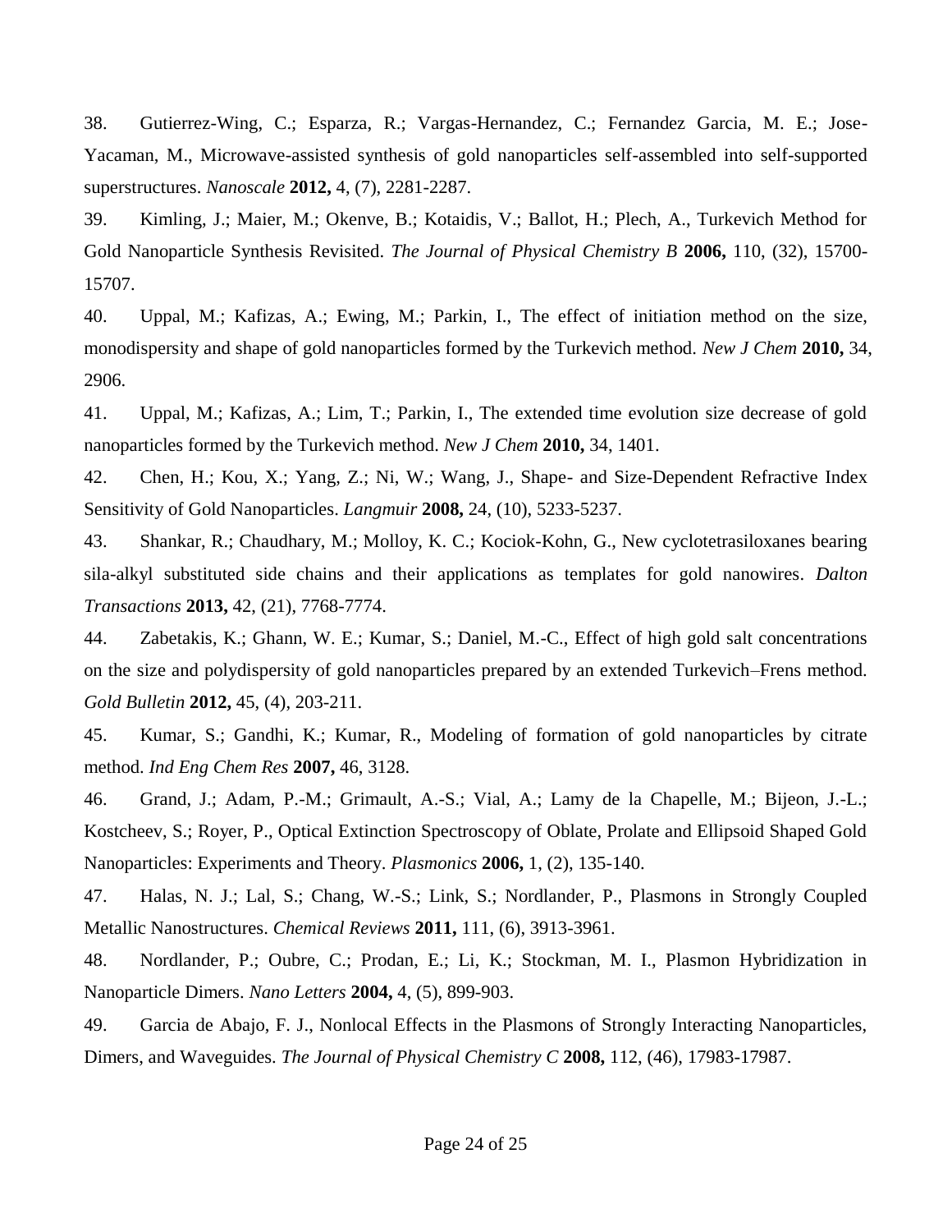38. Gutierrez-Wing, C.; Esparza, R.; Vargas-Hernandez, C.; Fernandez Garcia, M. E.; Jose-Yacaman, M., Microwave-assisted synthesis of gold nanoparticles self-assembled into self-supported superstructures. *Nanoscale* **2012,** 4, (7), 2281-2287.

39. Kimling, J.; Maier, M.; Okenve, B.; Kotaidis, V.; Ballot, H.; Plech, A., Turkevich Method for Gold Nanoparticle Synthesis Revisited. *The Journal of Physical Chemistry B* **2006,** 110, (32), 15700-15707.

40. Uppal, M.; Kafizas, A.; Ewing, M.; Parkin, I., The effect of initiation method on the size, monodispersity and shape of gold nanoparticles formed by the Turkevich method. *New J Chem* **2010,** 34, 2906.

41. Uppal, M.; Kafizas, A.; Lim, T.; Parkin, I., The extended time evolution size decrease of gold nanoparticles formed by the Turkevich method. *New J Chem* **2010,** 34, 1401.

42. Chen, H.; Kou, X.; Yang, Z.; Ni, W.; Wang, J., Shape- and Size-Dependent Refractive Index Sensitivity of Gold Nanoparticles. *Langmuir* **2008,** 24, (10), 5233-5237.

43. Shankar, R.; Chaudhary, M.; Molloy, K. C.; Kociok-Kohn, G., New cyclotetrasiloxanes bearing sila-alkyl substituted side chains and their applications as templates for gold nanowires. *Dalton Transactions* **2013,** 42, (21), 7768-7774.

44. Zabetakis, K.; Ghann, W. E.; Kumar, S.; Daniel, M.-C., Effect of high gold salt concentrations on the size and polydispersity of gold nanoparticles prepared by an extended Turkevich–Frens method. *Gold Bulletin* **2012,** 45, (4), 203-211.

45. Kumar, S.; Gandhi, K.; Kumar, R., Modeling of formation of gold nanoparticles by citrate method. *Ind Eng Chem Res* **2007,** 46, 3128.

46. Grand, J.; Adam, P.-M.; Grimault, A.-S.; Vial, A.; Lamy de la Chapelle, M.; Bijeon, J.-L.; Kostcheev, S.; Royer, P., Optical Extinction Spectroscopy of Oblate, Prolate and Ellipsoid Shaped Gold Nanoparticles: Experiments and Theory. *Plasmonics* **2006,** 1, (2), 135-140.

47. Halas, N. J.; Lal, S.; Chang, W.-S.; Link, S.; Nordlander, P., Plasmons in Strongly Coupled Metallic Nanostructures. *Chemical Reviews* **2011,** 111, (6), 3913-3961.

48. Nordlander, P.; Oubre, C.; Prodan, E.; Li, K.; Stockman, M. I., Plasmon Hybridization in Nanoparticle Dimers. *Nano Letters* **2004,** 4, (5), 899-903.

49. Garcia de Abajo, F. J., Nonlocal Effects in the Plasmons of Strongly Interacting Nanoparticles, Dimers, and Waveguides. *The Journal of Physical Chemistry C* **2008,** 112, (46), 17983-17987.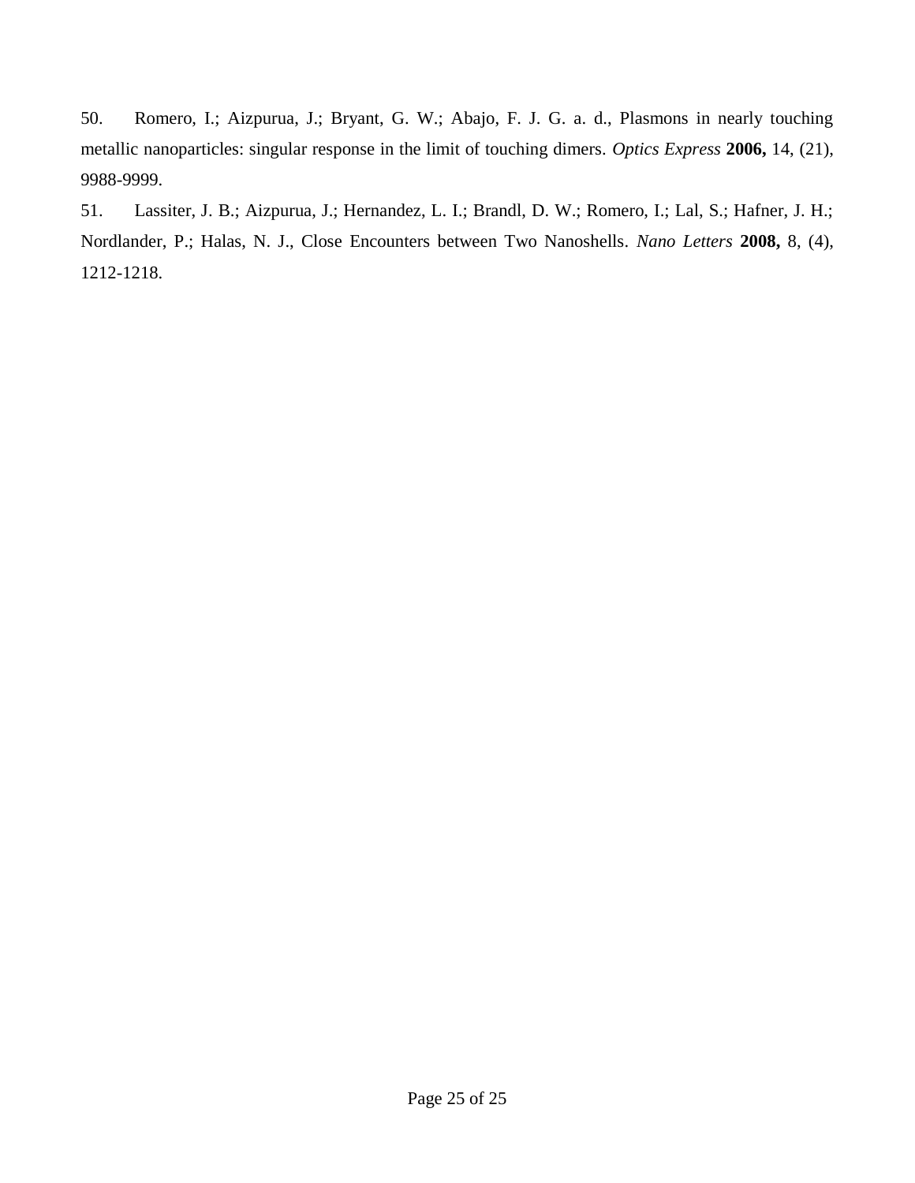50. Romero, I.; Aizpurua, J.; Bryant, G. W.; Abajo, F. J. G. a. d., Plasmons in nearly touching metallic nanoparticles: singular response in the limit of touching dimers. *Optics Express* **2006,** 14, (21), 9988-9999.

51. Lassiter, J. B.; Aizpurua, J.; Hernandez, L. I.; Brandl, D. W.; Romero, I.; Lal, S.; Hafner, J. H.; Nordlander, P.; Halas, N. J., Close Encounters between Two Nanoshells. *Nano Letters* **2008,** 8, (4), 1212-1218.